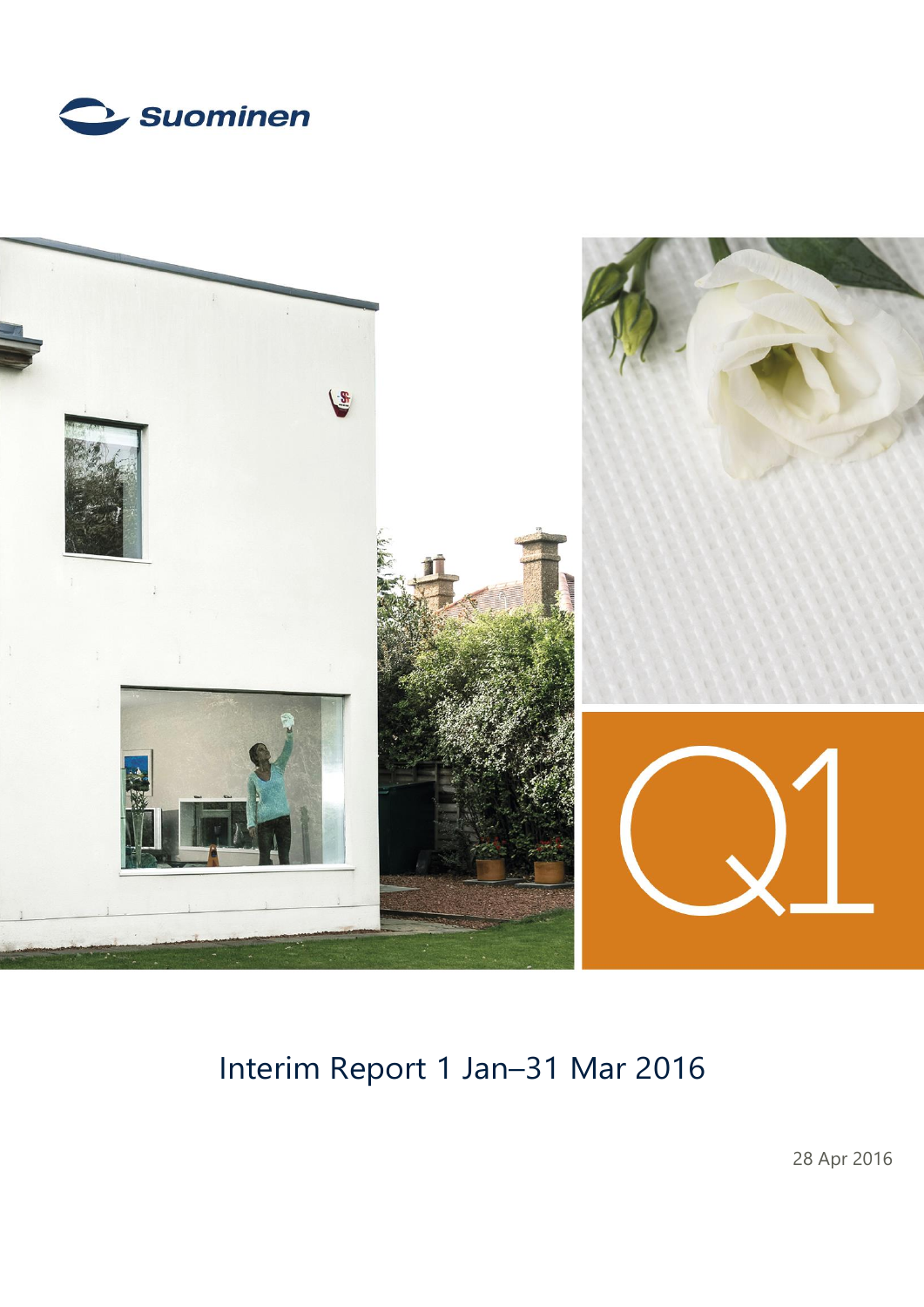Suominen

Q1

# Interim Report 1 Jan–31 Mar 2016

28 Apr 2016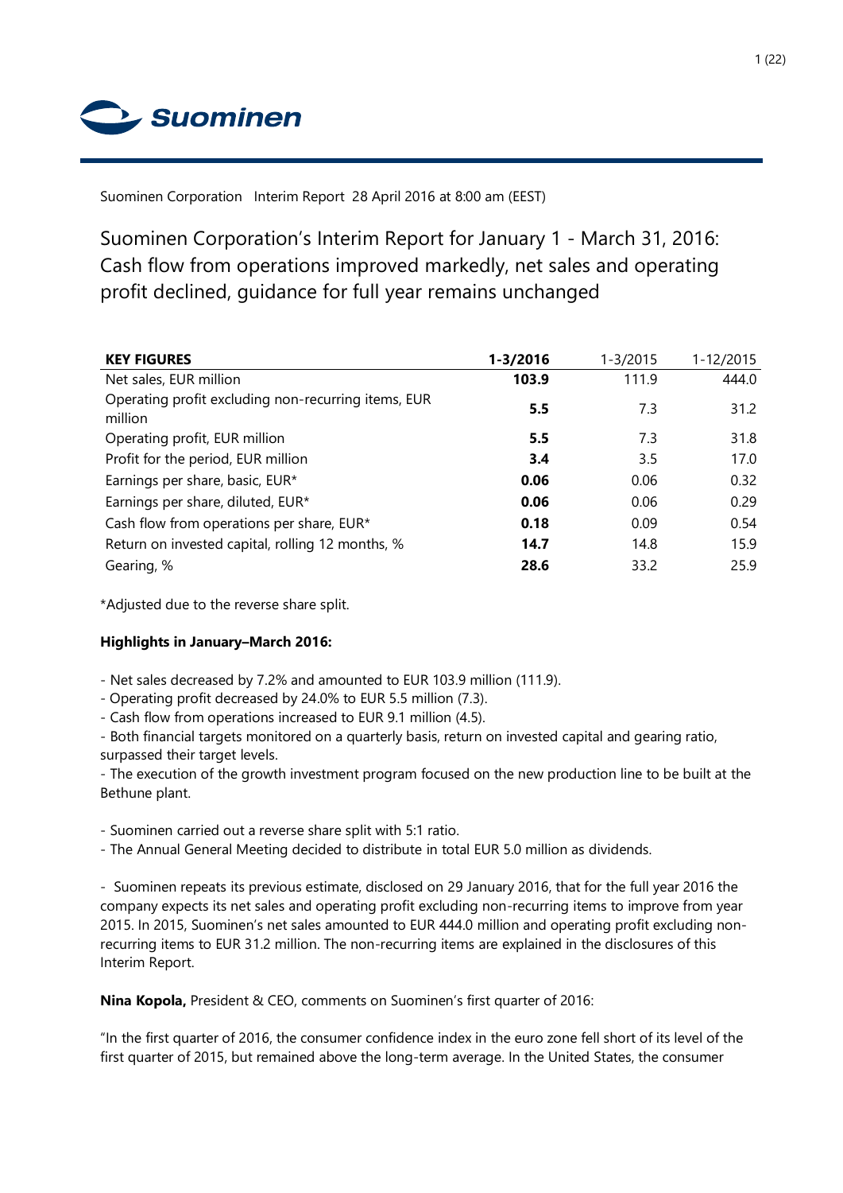Suominen Corporation Interim Report 28 April 2016 at 8:00 am (EEST)

# Suominen Corporation's Interim Report for January 1 - March 31, 2016: Cash flow from operations improved markedly, net sales and operating profit declined, guidance for full year remains unchanged

| **KEY FIGURES** | **1-3/2016** | 1-3/2015 | 1-12/2015 |
|---|---|---|---|
| Net sales, EUR million | **103.9** | 111.9 | 444.0 |
| Operating profit excluding non-recurring items, EUR million | **5.5** | 7.3 | 31.2 |
| Operating profit, EUR million | **5.5** | 7.3 | 31.8 |
| Profit for the period, EUR million | **3.4** | 3.5 | 17.0 |
| Earnings per share, basic, EUR* | **0.06** | 0.06 | 0.32 |
| Earnings per share, diluted, EUR* | **0.06** | 0.06 | 0.29 |
| Cash flow from operations per share, EUR* | **0.18** | 0.09 | 0.54 |
| Return on invested capital, rolling 12 months, % | **14.7** | 14.8 | 15.9 |
| Gearing, % | **28.6** | 33.2 | 25.9 |

*Adjusted due to the reverse share split.

**Highlights in January–March 2016:**

- Net sales decreased by 7.2% and amounted to EUR 103.9 million (111.9).
- Operating profit decreased by 24.0% to EUR 5.5 million (7.3).
- Cash flow from operations increased to EUR 9.1 million (4.5).
- Both financial targets monitored on a quarterly basis, return on invested capital and gearing ratio, surpassed their target levels.
- The execution of the growth investment program focused on the new production line to be built at the Bethune plant.

- Suominen carried out a reverse share split with 5:1 ratio.
- The Annual General Meeting decided to distribute in total EUR 5.0 million as dividends.

- Suominen repeats its previous estimate, disclosed on 29 January 2016, that for the full year 2016 the company expects its net sales and operating profit excluding non-recurring items to improve from year 2015. In 2015, Suominen's net sales amounted to EUR 444.0 million and operating profit excluding non-recurring items to EUR 31.2 million. The non-recurring items are explained in the disclosures of this Interim Report.

**Nina Kopola,** President & CEO, comments on Suominen's first quarter of 2016:

"In the first quarter of 2016, the consumer confidence index in the euro zone fell short of its level of the first quarter of 2015, but remained above the long-term average. In the United States, the consumer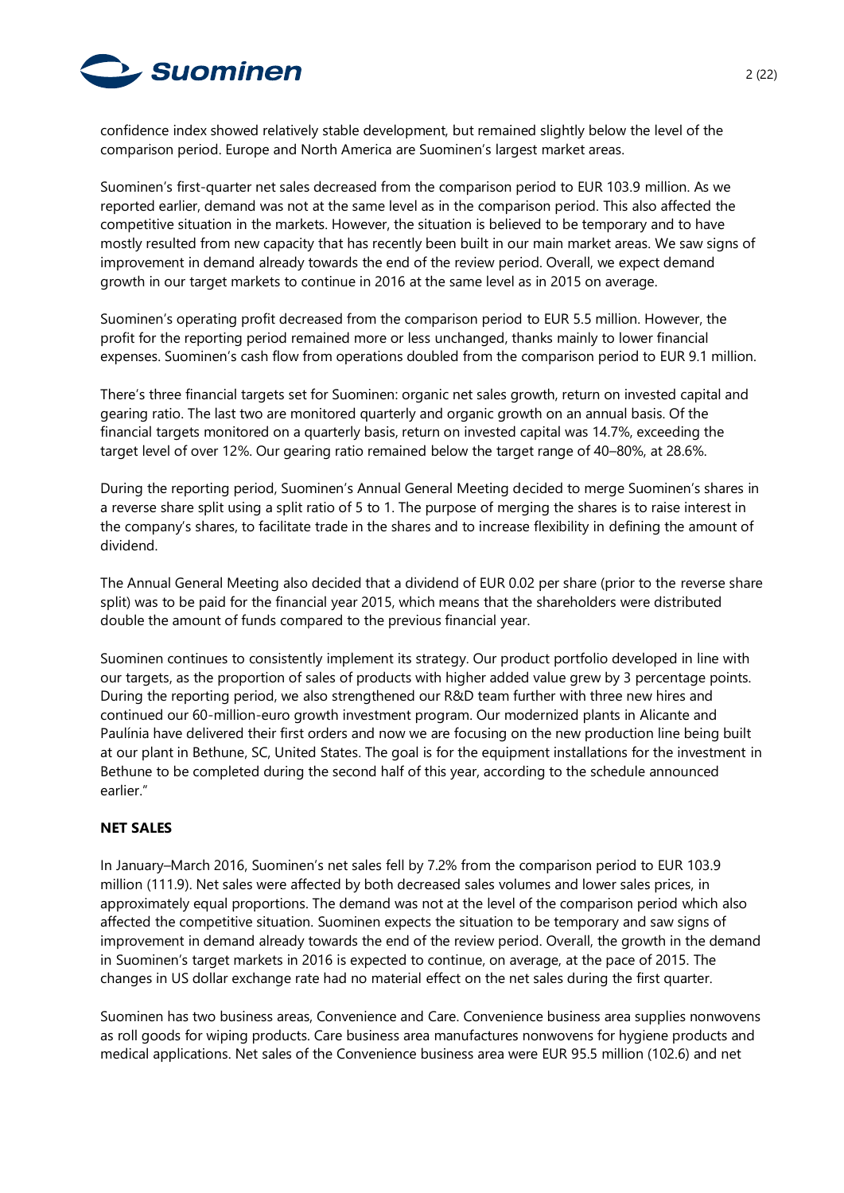confidence index showed relatively stable development, but remained slightly below the level of the comparison period. Europe and North America are Suominen's largest market areas.

Suominen's first-quarter net sales decreased from the comparison period to EUR 103.9 million. As we reported earlier, demand was not at the same level as in the comparison period. This also affected the competitive situation in the markets. However, the situation is believed to be temporary and to have mostly resulted from new capacity that has recently been built in our main market areas. We saw signs of improvement in demand already towards the end of the review period. Overall, we expect demand growth in our target markets to continue in 2016 at the same level as in 2015 on average.

Suominen's operating profit decreased from the comparison period to EUR 5.5 million. However, the profit for the reporting period remained more or less unchanged, thanks mainly to lower financial expenses. Suominen's cash flow from operations doubled from the comparison period to EUR 9.1 million.

There's three financial targets set for Suominen: organic net sales growth, return on invested capital and gearing ratio. The last two are monitored quarterly and organic growth on an annual basis. Of the financial targets monitored on a quarterly basis, return on invested capital was 14.7%, exceeding the target level of over 12%. Our gearing ratio remained below the target range of 40–80%, at 28.6%.

During the reporting period, Suominen's Annual General Meeting decided to merge Suominen's shares in a reverse share split using a split ratio of 5 to 1. The purpose of merging the shares is to raise interest in the company's shares, to facilitate trade in the shares and to increase flexibility in defining the amount of dividend.

The Annual General Meeting also decided that a dividend of EUR 0.02 per share (prior to the reverse share split) was to be paid for the financial year 2015, which means that the shareholders were distributed double the amount of funds compared to the previous financial year.

Suominen continues to consistently implement its strategy. Our product portfolio developed in line with our targets, as the proportion of sales of products with higher added value grew by 3 percentage points. During the reporting period, we also strengthened our R&D team further with three new hires and continued our 60-million-euro growth investment program. Our modernized plants in Alicante and Paulínia have delivered their first orders and now we are focusing on the new production line being built at our plant in Bethune, SC, United States. The goal is for the equipment installations for the investment in Bethune to be completed during the second half of this year, according to the schedule announced earlier."

## NET SALES

In January–March 2016, Suominen's net sales fell by 7.2% from the comparison period to EUR 103.9 million (111.9). Net sales were affected by both decreased sales volumes and lower sales prices, in approximately equal proportions. The demand was not at the level of the comparison period which also affected the competitive situation. Suominen expects the situation to be temporary and saw signs of improvement in demand already towards the end of the review period. Overall, the growth in the demand in Suominen's target markets in 2016 is expected to continue, on average, at the pace of 2015. The changes in US dollar exchange rate had no material effect on the net sales during the first quarter.

Suominen has two business areas, Convenience and Care. Convenience business area supplies nonwovens as roll goods for wiping products. Care business area manufactures nonwovens for hygiene products and medical applications. Net sales of the Convenience business area were EUR 95.5 million (102.6) and net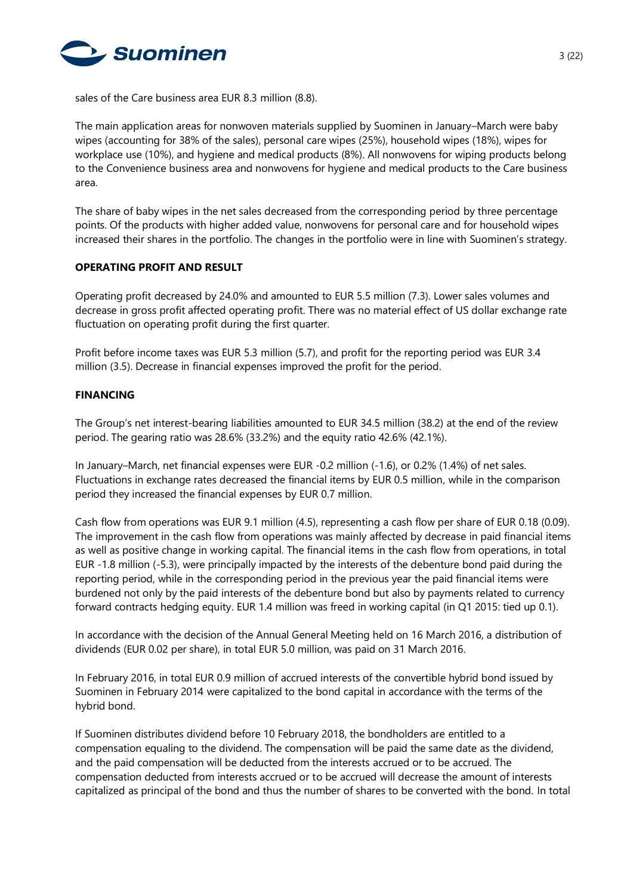sales of the Care business area EUR 8.3 million (8.8).

The main application areas for nonwoven materials supplied by Suominen in January–March were baby wipes (accounting for 38% of the sales), personal care wipes (25%), household wipes (18%), wipes for workplace use (10%), and hygiene and medical products (8%). All nonwovens for wiping products belong to the Convenience business area and nonwovens for hygiene and medical products to the Care business area.

The share of baby wipes in the net sales decreased from the corresponding period by three percentage points. Of the products with higher added value, nonwovens for personal care and for household wipes increased their shares in the portfolio. The changes in the portfolio were in line with Suominen's strategy.

## OPERATING PROFIT AND RESULT

Operating profit decreased by 24.0% and amounted to EUR 5.5 million (7.3). Lower sales volumes and decrease in gross profit affected operating profit. There was no material effect of US dollar exchange rate fluctuation on operating profit during the first quarter.

Profit before income taxes was EUR 5.3 million (5.7), and profit for the reporting period was EUR 3.4 million (3.5). Decrease in financial expenses improved the profit for the period.

## FINANCING

The Group's net interest-bearing liabilities amounted to EUR 34.5 million (38.2) at the end of the review period. The gearing ratio was 28.6% (33.2%) and the equity ratio 42.6% (42.1%).

In January–March, net financial expenses were EUR -0.2 million (-1.6), or 0.2% (1.4%) of net sales. Fluctuations in exchange rates decreased the financial items by EUR 0.5 million, while in the comparison period they increased the financial expenses by EUR 0.7 million.

Cash flow from operations was EUR 9.1 million (4.5), representing a cash flow per share of EUR 0.18 (0.09). The improvement in the cash flow from operations was mainly affected by decrease in paid financial items as well as positive change in working capital. The financial items in the cash flow from operations, in total EUR -1.8 million (-5.3), were principally impacted by the interests of the debenture bond paid during the reporting period, while in the corresponding period in the previous year the paid financial items were burdened not only by the paid interests of the debenture bond but also by payments related to currency forward contracts hedging equity. EUR 1.4 million was freed in working capital (in Q1 2015: tied up 0.1).

In accordance with the decision of the Annual General Meeting held on 16 March 2016, a distribution of dividends (EUR 0.02 per share), in total EUR 5.0 million, was paid on 31 March 2016.

In February 2016, in total EUR 0.9 million of accrued interests of the convertible hybrid bond issued by Suominen in February 2014 were capitalized to the bond capital in accordance with the terms of the hybrid bond.

If Suominen distributes dividend before 10 February 2018, the bondholders are entitled to a compensation equaling to the dividend. The compensation will be paid the same date as the dividend, and the paid compensation will be deducted from the interests accrued or to be accrued. The compensation deducted from interests accrued or to be accrued will decrease the amount of interests capitalized as principal of the bond and thus the number of shares to be converted with the bond. In total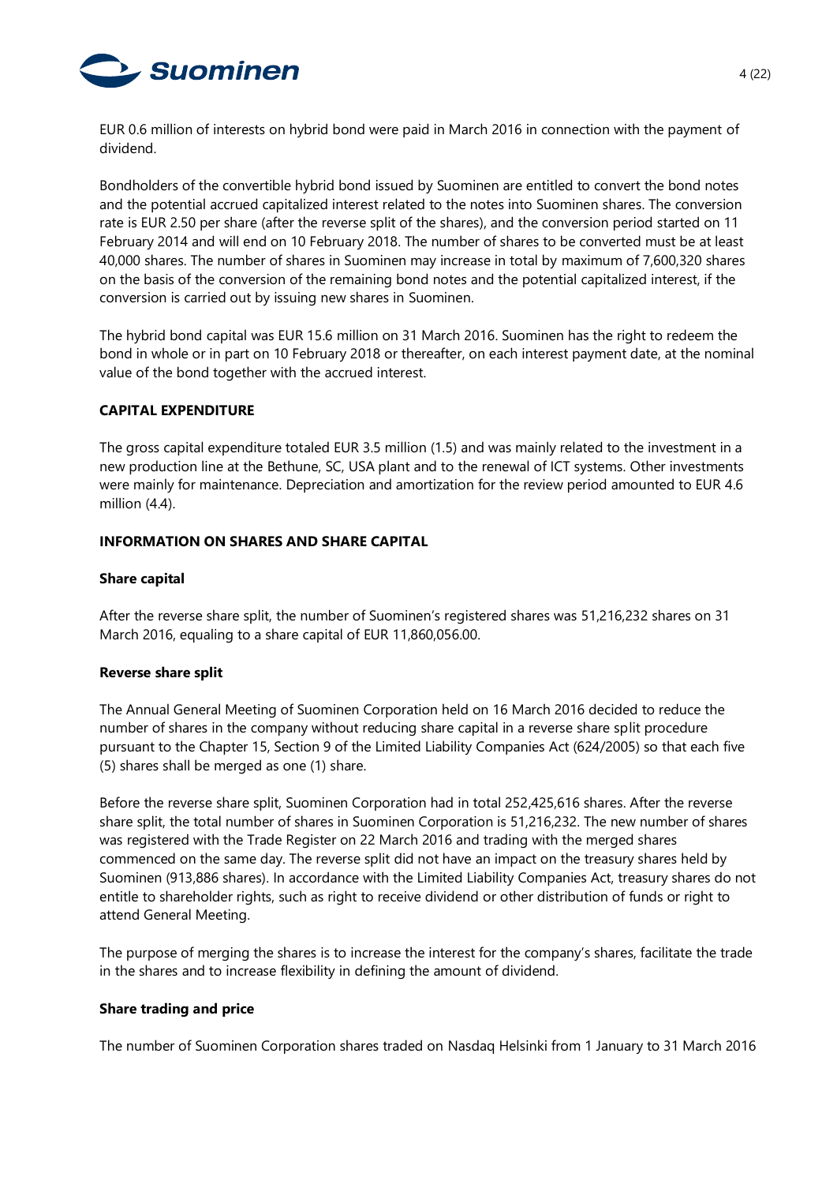EUR 0.6 million of interests on hybrid bond were paid in March 2016 in connection with the payment of dividend.

Bondholders of the convertible hybrid bond issued by Suominen are entitled to convert the bond notes and the potential accrued capitalized interest related to the notes into Suominen shares. The conversion rate is EUR 2.50 per share (after the reverse split of the shares), and the conversion period started on 11 February 2014 and will end on 10 February 2018. The number of shares to be converted must be at least 40,000 shares. The number of shares in Suominen may increase in total by maximum of 7,600,320 shares on the basis of the conversion of the remaining bond notes and the potential capitalized interest, if the conversion is carried out by issuing new shares in Suominen.

The hybrid bond capital was EUR 15.6 million on 31 March 2016. Suominen has the right to redeem the bond in whole or in part on 10 February 2018 or thereafter, on each interest payment date, at the nominal value of the bond together with the accrued interest.

## CAPITAL EXPENDITURE

The gross capital expenditure totaled EUR 3.5 million (1.5) and was mainly related to the investment in a new production line at the Bethune, SC, USA plant and to the renewal of ICT systems. Other investments were mainly for maintenance. Depreciation and amortization for the review period amounted to EUR 4.6 million (4.4).

## INFORMATION ON SHARES AND SHARE CAPITAL

### Share capital

After the reverse share split, the number of Suominen's registered shares was 51,216,232 shares on 31 March 2016, equaling to a share capital of EUR 11,860,056.00.

### Reverse share split

The Annual General Meeting of Suominen Corporation held on 16 March 2016 decided to reduce the number of shares in the company without reducing share capital in a reverse share split procedure pursuant to the Chapter 15, Section 9 of the Limited Liability Companies Act (624/2005) so that each five (5) shares shall be merged as one (1) share.

Before the reverse share split, Suominen Corporation had in total 252,425,616 shares. After the reverse share split, the total number of shares in Suominen Corporation is 51,216,232. The new number of shares was registered with the Trade Register on 22 March 2016 and trading with the merged shares commenced on the same day. The reverse split did not have an impact on the treasury shares held by Suominen (913,886 shares). In accordance with the Limited Liability Companies Act, treasury shares do not entitle to shareholder rights, such as right to receive dividend or other distribution of funds or right to attend General Meeting.

The purpose of merging the shares is to increase the interest for the company's shares, facilitate the trade in the shares and to increase flexibility in defining the amount of dividend.

### Share trading and price

The number of Suominen Corporation shares traded on Nasdaq Helsinki from 1 January to 31 March 2016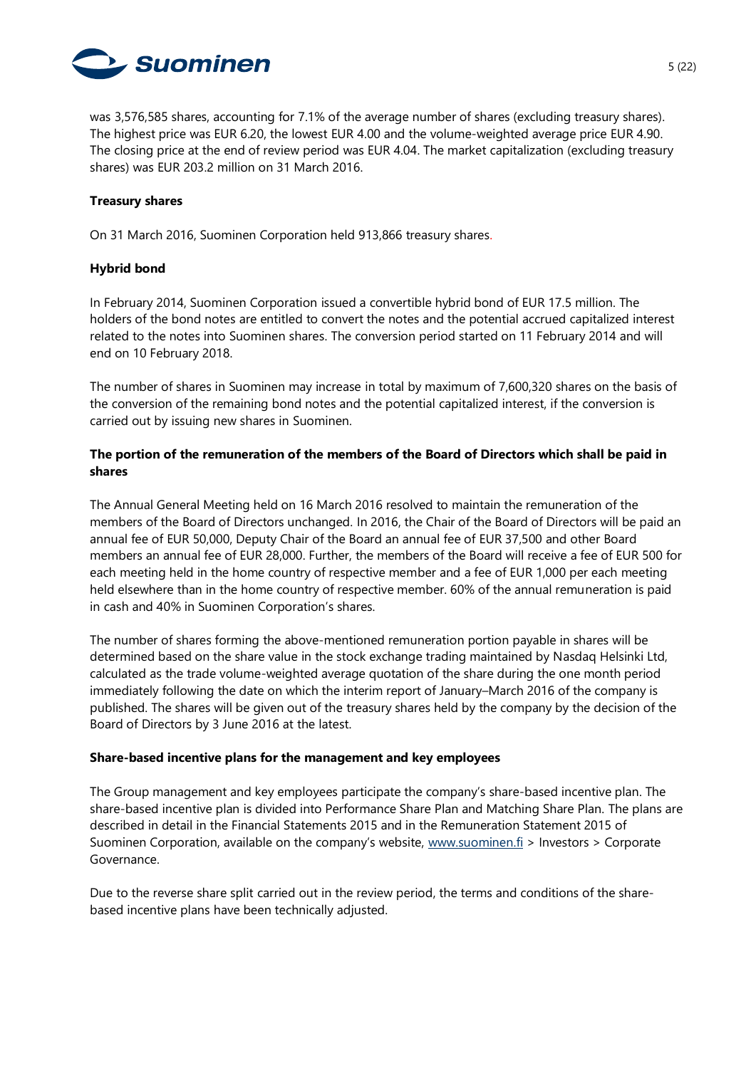was 3,576,585 shares, accounting for 7.1% of the average number of shares (excluding treasury shares). The highest price was EUR 6.20, the lowest EUR 4.00 and the volume-weighted average price EUR 4.90. The closing price at the end of review period was EUR 4.04. The market capitalization (excluding treasury shares) was EUR 203.2 million on 31 March 2016.

**Treasury shares**

On 31 March 2016, Suominen Corporation held 913,866 treasury shares.

**Hybrid bond**

In February 2014, Suominen Corporation issued a convertible hybrid bond of EUR 17.5 million. The holders of the bond notes are entitled to convert the notes and the potential accrued capitalized interest related to the notes into Suominen shares. The conversion period started on 11 February 2014 and will end on 10 February 2018.

The number of shares in Suominen may increase in total by maximum of 7,600,320 shares on the basis of the conversion of the remaining bond notes and the potential capitalized interest, if the conversion is carried out by issuing new shares in Suominen.

**The portion of the remuneration of the members of the Board of Directors which shall be paid in shares**

The Annual General Meeting held on 16 March 2016 resolved to maintain the remuneration of the members of the Board of Directors unchanged. In 2016, the Chair of the Board of Directors will be paid an annual fee of EUR 50,000, Deputy Chair of the Board an annual fee of EUR 37,500 and other Board members an annual fee of EUR 28,000. Further, the members of the Board will receive a fee of EUR 500 for each meeting held in the home country of respective member and a fee of EUR 1,000 per each meeting held elsewhere than in the home country of respective member. 60% of the annual remuneration is paid in cash and 40% in Suominen Corporation's shares.

The number of shares forming the above-mentioned remuneration portion payable in shares will be determined based on the share value in the stock exchange trading maintained by Nasdaq Helsinki Ltd, calculated as the trade volume-weighted average quotation of the share during the one month period immediately following the date on which the interim report of January–March 2016 of the company is published. The shares will be given out of the treasury shares held by the company by the decision of the Board of Directors by 3 June 2016 at the latest.

**Share-based incentive plans for the management and key employees**

The Group management and key employees participate the company's share-based incentive plan. The share-based incentive plan is divided into Performance Share Plan and Matching Share Plan. The plans are described in detail in the Financial Statements 2015 and in the Remuneration Statement 2015 of Suominen Corporation, available on the company's website, www.suominen.fi > Investors > Corporate Governance.

Due to the reverse share split carried out in the review period, the terms and conditions of the share-based incentive plans have been technically adjusted.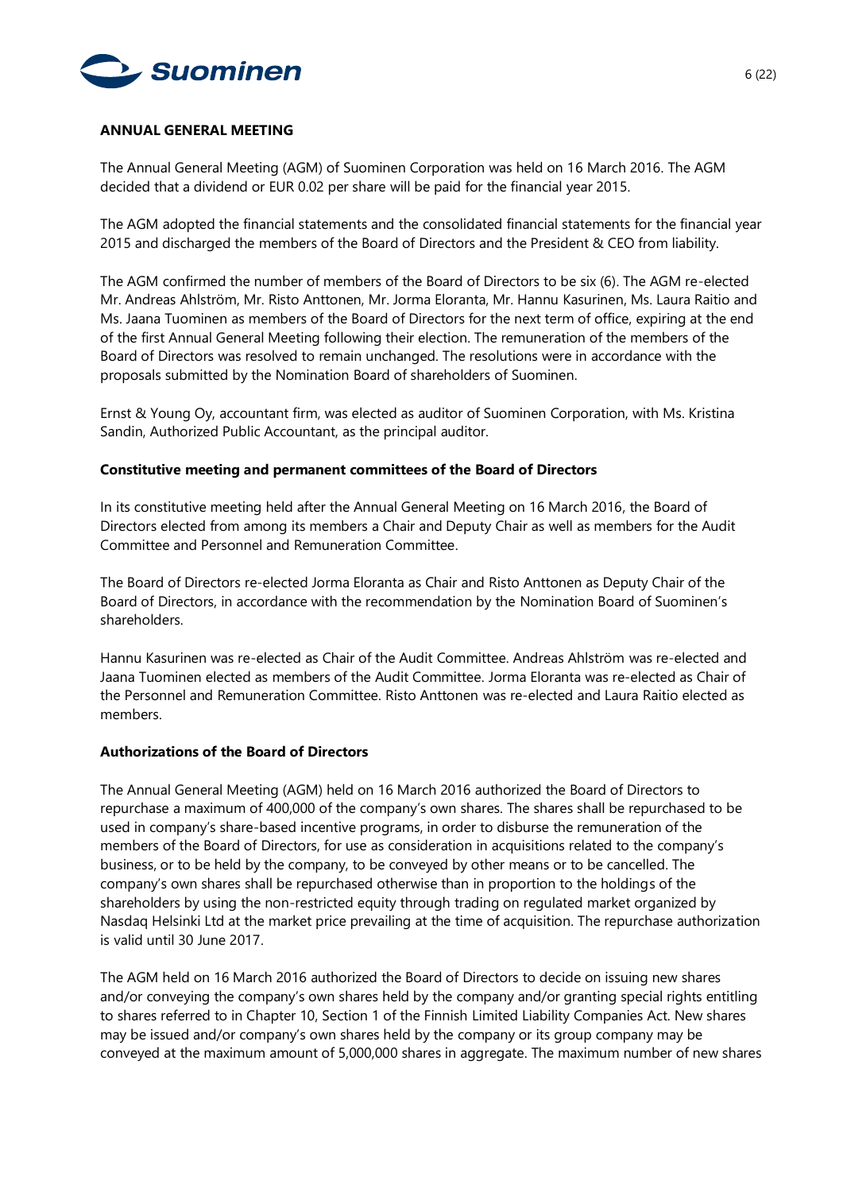## ANNUAL GENERAL MEETING

The Annual General Meeting (AGM) of Suominen Corporation was held on 16 March 2016. The AGM decided that a dividend or EUR 0.02 per share will be paid for the financial year 2015.

The AGM adopted the financial statements and the consolidated financial statements for the financial year 2015 and discharged the members of the Board of Directors and the President & CEO from liability.

The AGM confirmed the number of members of the Board of Directors to be six (6). The AGM re-elected Mr. Andreas Ahlström, Mr. Risto Anttonen, Mr. Jorma Eloranta, Mr. Hannu Kasurinen, Ms. Laura Raitio and Ms. Jaana Tuominen as members of the Board of Directors for the next term of office, expiring at the end of the first Annual General Meeting following their election. The remuneration of the members of the Board of Directors was resolved to remain unchanged. The resolutions were in accordance with the proposals submitted by the Nomination Board of shareholders of Suominen.

Ernst & Young Oy, accountant firm, was elected as auditor of Suominen Corporation, with Ms. Kristina Sandin, Authorized Public Accountant, as the principal auditor.

### Constitutive meeting and permanent committees of the Board of Directors

In its constitutive meeting held after the Annual General Meeting on 16 March 2016, the Board of Directors elected from among its members a Chair and Deputy Chair as well as members for the Audit Committee and Personnel and Remuneration Committee.

The Board of Directors re-elected Jorma Eloranta as Chair and Risto Anttonen as Deputy Chair of the Board of Directors, in accordance with the recommendation by the Nomination Board of Suominen's shareholders.

Hannu Kasurinen was re-elected as Chair of the Audit Committee. Andreas Ahlström was re-elected and Jaana Tuominen elected as members of the Audit Committee. Jorma Eloranta was re-elected as Chair of the Personnel and Remuneration Committee. Risto Anttonen was re-elected and Laura Raitio elected as members.

### Authorizations of the Board of Directors

The Annual General Meeting (AGM) held on 16 March 2016 authorized the Board of Directors to repurchase a maximum of 400,000 of the company's own shares. The shares shall be repurchased to be used in company's share-based incentive programs, in order to disburse the remuneration of the members of the Board of Directors, for use as consideration in acquisitions related to the company's business, or to be held by the company, to be conveyed by other means or to be cancelled. The company's own shares shall be repurchased otherwise than in proportion to the holdings of the shareholders by using the non-restricted equity through trading on regulated market organized by Nasdaq Helsinki Ltd at the market price prevailing at the time of acquisition. The repurchase authorization is valid until 30 June 2017.

The AGM held on 16 March 2016 authorized the Board of Directors to decide on issuing new shares and/or conveying the company's own shares held by the company and/or granting special rights entitling to shares referred to in Chapter 10, Section 1 of the Finnish Limited Liability Companies Act. New shares may be issued and/or company's own shares held by the company or its group company may be conveyed at the maximum amount of 5,000,000 shares in aggregate. The maximum number of new shares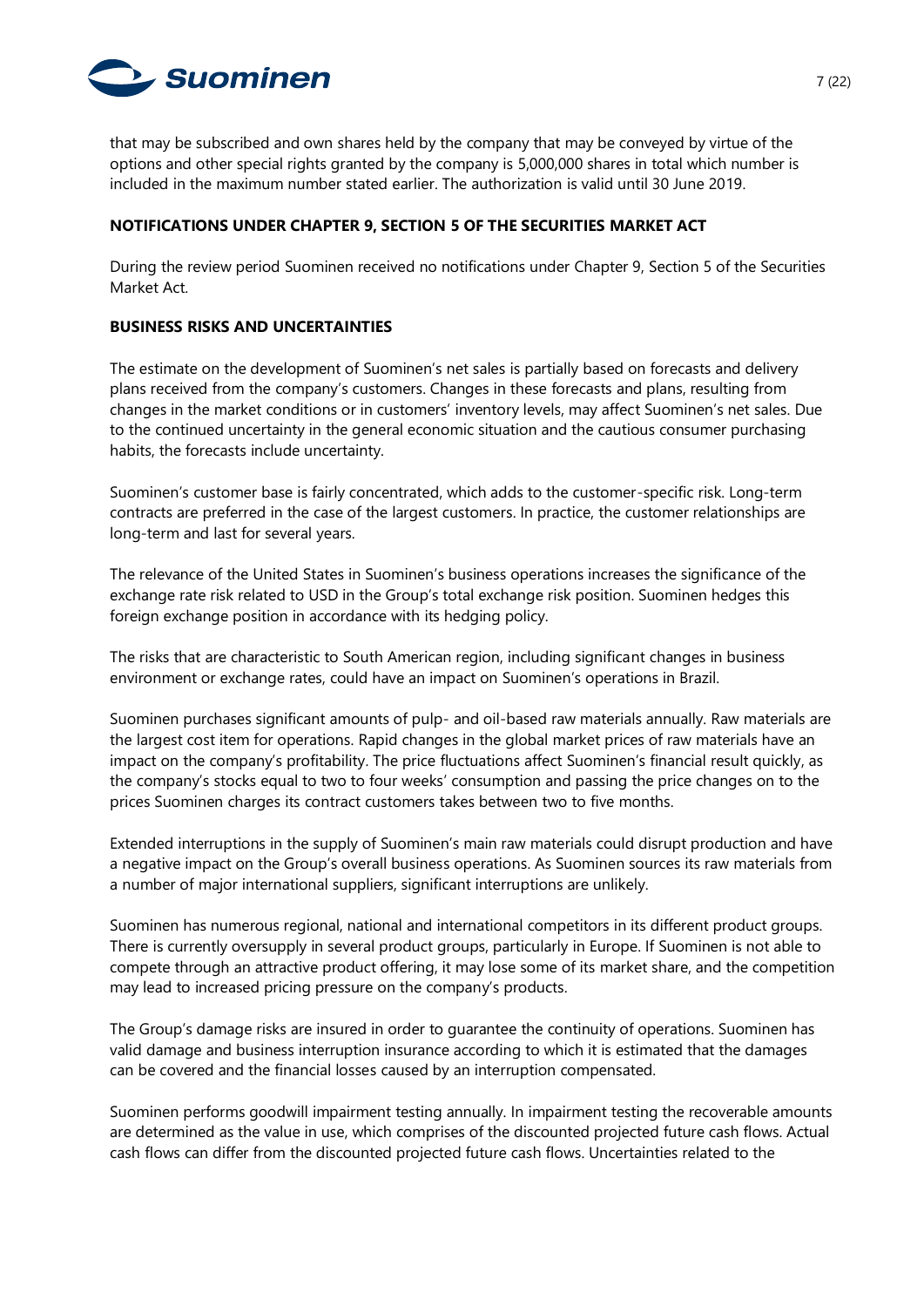that may be subscribed and own shares held by the company that may be conveyed by virtue of the options and other special rights granted by the company is 5,000,000 shares in total which number is included in the maximum number stated earlier. The authorization is valid until 30 June 2019.

## NOTIFICATIONS UNDER CHAPTER 9, SECTION 5 OF THE SECURITIES MARKET ACT

During the review period Suominen received no notifications under Chapter 9, Section 5 of the Securities Market Act.

## BUSINESS RISKS AND UNCERTAINTIES

The estimate on the development of Suominen's net sales is partially based on forecasts and delivery plans received from the company's customers. Changes in these forecasts and plans, resulting from changes in the market conditions or in customers' inventory levels, may affect Suominen's net sales. Due to the continued uncertainty in the general economic situation and the cautious consumer purchasing habits, the forecasts include uncertainty.

Suominen's customer base is fairly concentrated, which adds to the customer-specific risk. Long-term contracts are preferred in the case of the largest customers. In practice, the customer relationships are long-term and last for several years.

The relevance of the United States in Suominen's business operations increases the significance of the exchange rate risk related to USD in the Group's total exchange risk position. Suominen hedges this foreign exchange position in accordance with its hedging policy.

The risks that are characteristic to South American region, including significant changes in business environment or exchange rates, could have an impact on Suominen's operations in Brazil.

Suominen purchases significant amounts of pulp- and oil-based raw materials annually. Raw materials are the largest cost item for operations. Rapid changes in the global market prices of raw materials have an impact on the company's profitability. The price fluctuations affect Suominen's financial result quickly, as the company's stocks equal to two to four weeks' consumption and passing the price changes on to the prices Suominen charges its contract customers takes between two to five months.

Extended interruptions in the supply of Suominen's main raw materials could disrupt production and have a negative impact on the Group's overall business operations. As Suominen sources its raw materials from a number of major international suppliers, significant interruptions are unlikely.

Suominen has numerous regional, national and international competitors in its different product groups. There is currently oversupply in several product groups, particularly in Europe. If Suominen is not able to compete through an attractive product offering, it may lose some of its market share, and the competition may lead to increased pricing pressure on the company's products.

The Group's damage risks are insured in order to guarantee the continuity of operations. Suominen has valid damage and business interruption insurance according to which it is estimated that the damages can be covered and the financial losses caused by an interruption compensated.

Suominen performs goodwill impairment testing annually. In impairment testing the recoverable amounts are determined as the value in use, which comprises of the discounted projected future cash flows. Actual cash flows can differ from the discounted projected future cash flows. Uncertainties related to the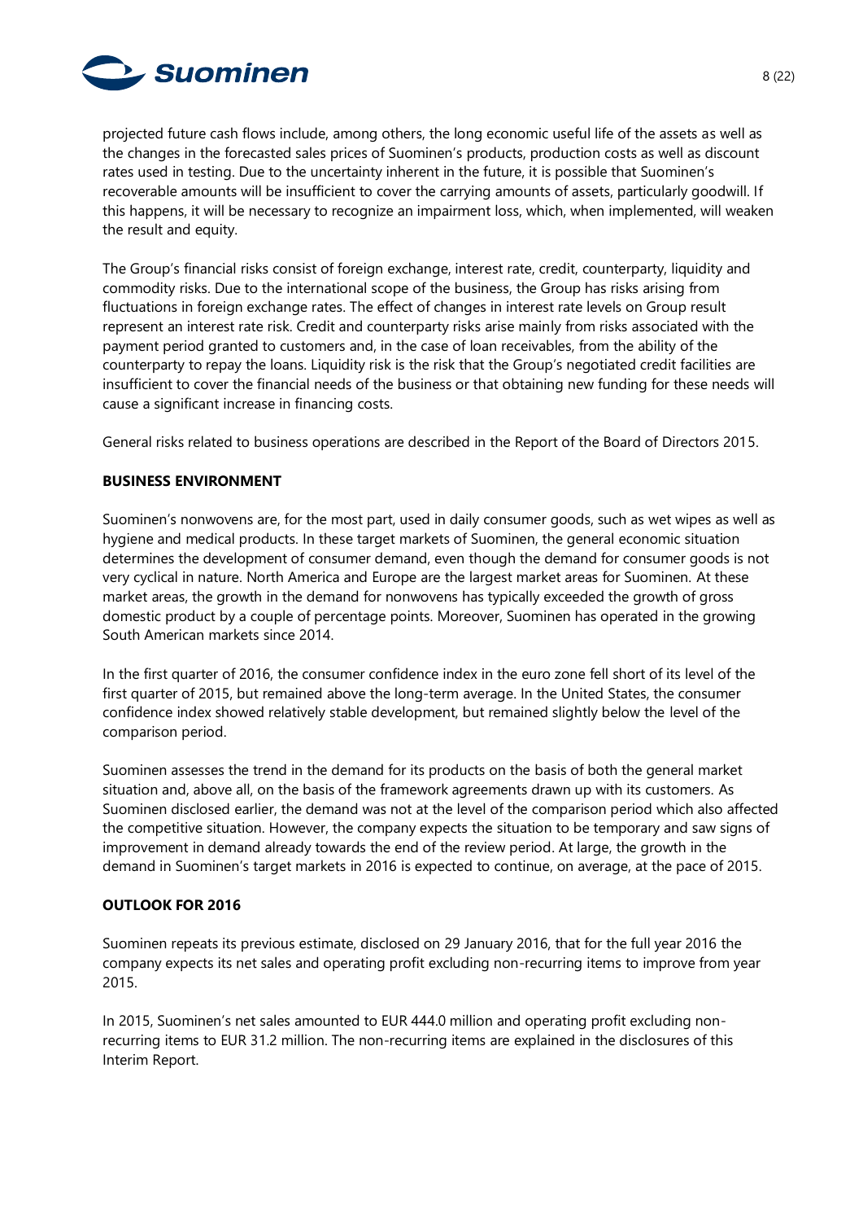projected future cash flows include, among others, the long economic useful life of the assets as well as the changes in the forecasted sales prices of Suominen's products, production costs as well as discount rates used in testing. Due to the uncertainty inherent in the future, it is possible that Suominen's recoverable amounts will be insufficient to cover the carrying amounts of assets, particularly goodwill. If this happens, it will be necessary to recognize an impairment loss, which, when implemented, will weaken the result and equity.

The Group's financial risks consist of foreign exchange, interest rate, credit, counterparty, liquidity and commodity risks. Due to the international scope of the business, the Group has risks arising from fluctuations in foreign exchange rates. The effect of changes in interest rate levels on Group result represent an interest rate risk. Credit and counterparty risks arise mainly from risks associated with the payment period granted to customers and, in the case of loan receivables, from the ability of the counterparty to repay the loans. Liquidity risk is the risk that the Group's negotiated credit facilities are insufficient to cover the financial needs of the business or that obtaining new funding for these needs will cause a significant increase in financing costs.

General risks related to business operations are described in the Report of the Board of Directors 2015.

**BUSINESS ENVIRONMENT**

Suominen's nonwovens are, for the most part, used in daily consumer goods, such as wet wipes as well as hygiene and medical products. In these target markets of Suominen, the general economic situation determines the development of consumer demand, even though the demand for consumer goods is not very cyclical in nature. North America and Europe are the largest market areas for Suominen. At these market areas, the growth in the demand for nonwovens has typically exceeded the growth of gross domestic product by a couple of percentage points. Moreover, Suominen has operated in the growing South American markets since 2014.

In the first quarter of 2016, the consumer confidence index in the euro zone fell short of its level of the first quarter of 2015, but remained above the long-term average. In the United States, the consumer confidence index showed relatively stable development, but remained slightly below the level of the comparison period.

Suominen assesses the trend in the demand for its products on the basis of both the general market situation and, above all, on the basis of the framework agreements drawn up with its customers. As Suominen disclosed earlier, the demand was not at the level of the comparison period which also affected the competitive situation. However, the company expects the situation to be temporary and saw signs of improvement in demand already towards the end of the review period. At large, the growth in the demand in Suominen's target markets in 2016 is expected to continue, on average, at the pace of 2015.

**OUTLOOK FOR 2016**

Suominen repeats its previous estimate, disclosed on 29 January 2016, that for the full year 2016 the company expects its net sales and operating profit excluding non-recurring items to improve from year 2015.

In 2015, Suominen's net sales amounted to EUR 444.0 million and operating profit excluding non-recurring items to EUR 31.2 million. The non-recurring items are explained in the disclosures of this Interim Report.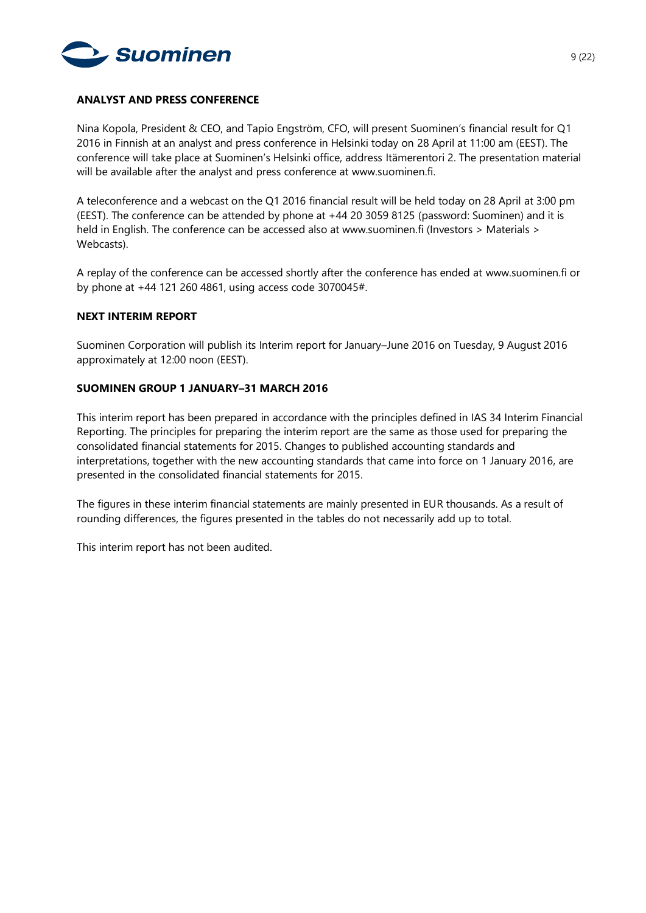## ANALYST AND PRESS CONFERENCE

Nina Kopola, President & CEO, and Tapio Engström, CFO, will present Suominen's financial result for Q1 2016 in Finnish at an analyst and press conference in Helsinki today on 28 April at 11:00 am (EEST). The conference will take place at Suominen's Helsinki office, address Itämerentori 2. The presentation material will be available after the analyst and press conference at www.suominen.fi.

A teleconference and a webcast on the Q1 2016 financial result will be held today on 28 April at 3:00 pm (EEST). The conference can be attended by phone at +44 20 3059 8125 (password: Suominen) and it is held in English. The conference can be accessed also at www.suominen.fi (Investors > Materials > Webcasts).

A replay of the conference can be accessed shortly after the conference has ended at www.suominen.fi or by phone at +44 121 260 4861, using access code 3070045#.

## NEXT INTERIM REPORT

Suominen Corporation will publish its Interim report for January–June 2016 on Tuesday, 9 August 2016 approximately at 12:00 noon (EEST).

## SUOMINEN GROUP 1 JANUARY–31 MARCH 2016

This interim report has been prepared in accordance with the principles defined in IAS 34 Interim Financial Reporting. The principles for preparing the interim report are the same as those used for preparing the consolidated financial statements for 2015. Changes to published accounting standards and interpretations, together with the new accounting standards that came into force on 1 January 2016, are presented in the consolidated financial statements for 2015.

The figures in these interim financial statements are mainly presented in EUR thousands. As a result of rounding differences, the figures presented in the tables do not necessarily add up to total.

This interim report has not been audited.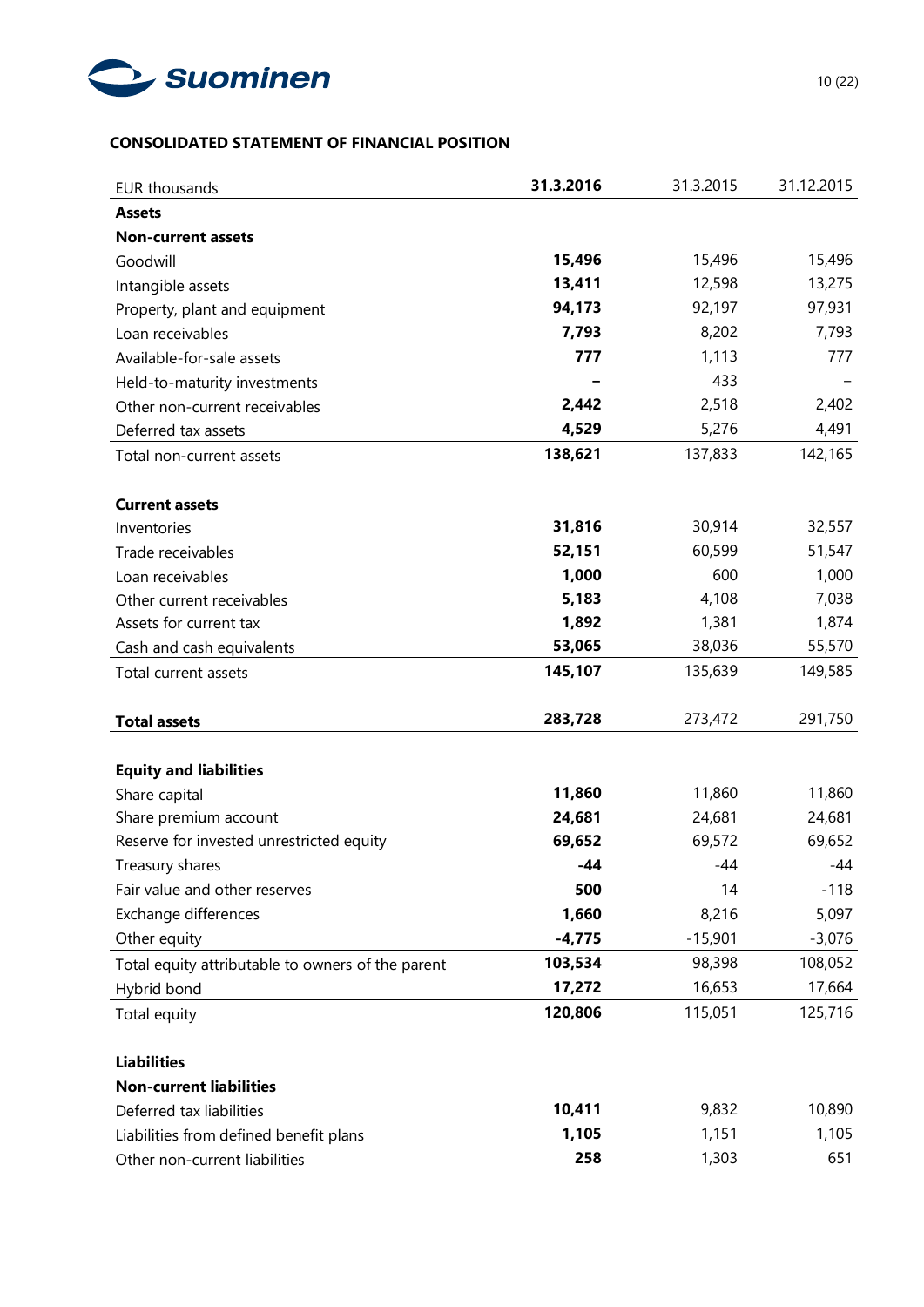## CONSOLIDATED STATEMENT OF FINANCIAL POSITION

| EUR thousands | **31.3.2016** | 31.3.2015 | 31.12.2015 |
|---|---|---|---|
| **Assets** | | | |
| **Non-current assets** | | | |
| Goodwill | **15,496** | 15,496 | 15,496 |
| Intangible assets | **13,411** | 12,598 | 13,275 |
| Property, plant and equipment | **94,173** | 92,197 | 97,931 |
| Loan receivables | **7,793** | 8,202 | 7,793 |
| Available-for-sale assets | **777** | 1,113 | 777 |
| Held-to-maturity investments | **–** | 433 | – |
| Other non-current receivables | **2,442** | 2,518 | 2,402 |
| Deferred tax assets | **4,529** | 5,276 | 4,491 |
| Total non-current assets | **138,621** | 137,833 | 142,165 |
| | | | |
| **Current assets** | | | |
| Inventories | **31,816** | 30,914 | 32,557 |
| Trade receivables | **52,151** | 60,599 | 51,547 |
| Loan receivables | **1,000** | 600 | 1,000 |
| Other current receivables | **5,183** | 4,108 | 7,038 |
| Assets for current tax | **1,892** | 1,381 | 1,874 |
| Cash and cash equivalents | **53,065** | 38,036 | 55,570 |
| Total current assets | **145,107** | 135,639 | 149,585 |
| | | | |
| **Total assets** | **283,728** | 273,472 | 291,750 |
| | | | |
| **Equity and liabilities** | | | |
| Share capital | **11,860** | 11,860 | 11,860 |
| Share premium account | **24,681** | 24,681 | 24,681 |
| Reserve for invested unrestricted equity | **69,652** | 69,572 | 69,652 |
| Treasury shares | **-44** | -44 | -44 |
| Fair value and other reserves | **500** | 14 | -118 |
| Exchange differences | **1,660** | 8,216 | 5,097 |
| Other equity | **-4,775** | -15,901 | -3,076 |
| Total equity attributable to owners of the parent | **103,534** | 98,398 | 108,052 |
| Hybrid bond | **17,272** | 16,653 | 17,664 |
| Total equity | **120,806** | 115,051 | 125,716 |
| | | | |
| **Liabilities** | | | |
| **Non-current liabilities** | | | |
| Deferred tax liabilities | **10,411** | 9,832 | 10,890 |
| Liabilities from defined benefit plans | **1,105** | 1,151 | 1,105 |
| Other non-current liabilities | **258** | 1,303 | 651 |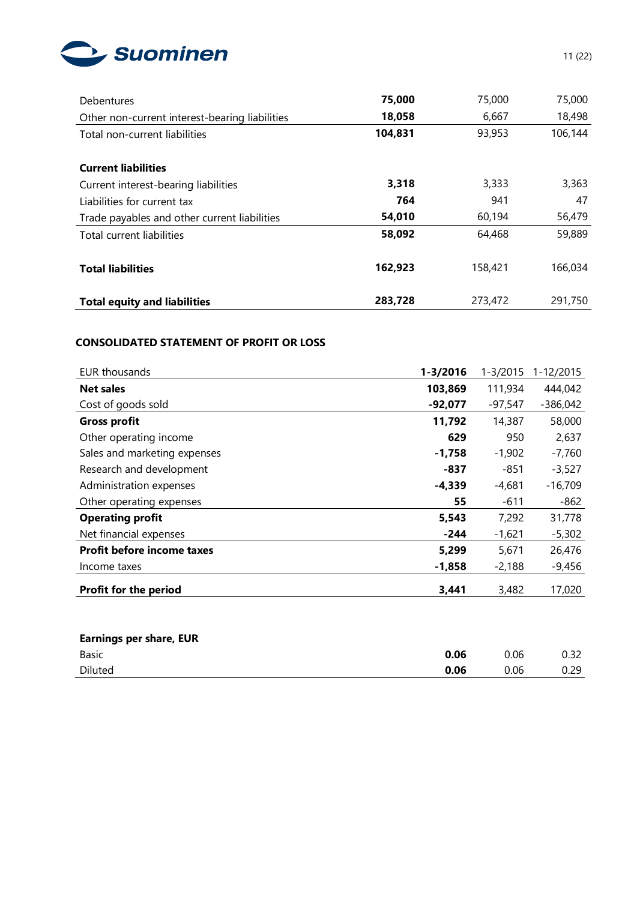| | | | |
|---|---|---|---|
| Debentures | **75,000** | 75,000 | 75,000 |
| Other non-current interest-bearing liabilities | **18,058** | 6,667 | 18,498 |
| Total non-current liabilities | **104,831** | 93,953 | 106,144 |
| | | | |
| **Current liabilities** | | | |
| Current interest-bearing liabilities | **3,318** | 3,333 | 3,363 |
| Liabilities for current tax | **764** | 941 | 47 |
| Trade payables and other current liabilities | **54,010** | 60,194 | 56,479 |
| Total current liabilities | **58,092** | 64,468 | 59,889 |
| | | | |
| **Total liabilities** | **162,923** | 158,421 | 166,034 |
| | | | |
| **Total equity and liabilities** | **283,728** | 273,472 | 291,750 |

## CONSOLIDATED STATEMENT OF PROFIT OR LOSS

| EUR thousands | **1-3/2016** | 1-3/2015 | 1-12/2015 |
|---|---|---|---|
| **Net sales** | **103,869** | 111,934 | 444,042 |
| Cost of goods sold | **-92,077** | -97,547 | -386,042 |
| **Gross profit** | **11,792** | 14,387 | 58,000 |
| Other operating income | **629** | 950 | 2,637 |
| Sales and marketing expenses | **-1,758** | -1,902 | -7,760 |
| Research and development | **-837** | -851 | -3,527 |
| Administration expenses | **-4,339** | -4,681 | -16,709 |
| Other operating expenses | **55** | -611 | -862 |
| **Operating profit** | **5,543** | 7,292 | 31,778 |
| Net financial expenses | **-244** | -1,621 | -5,302 |
| **Profit before income taxes** | **5,299** | 5,671 | 26,476 |
| Income taxes | **-1,858** | -2,188 | -9,456 |
| **Profit for the period** | **3,441** | 3,482 | 17,020 |
| | | | |
| **Earnings per share, EUR** | | | |
| Basic | **0.06** | 0.06 | 0.32 |
| Diluted | **0.06** | 0.06 | 0.29 |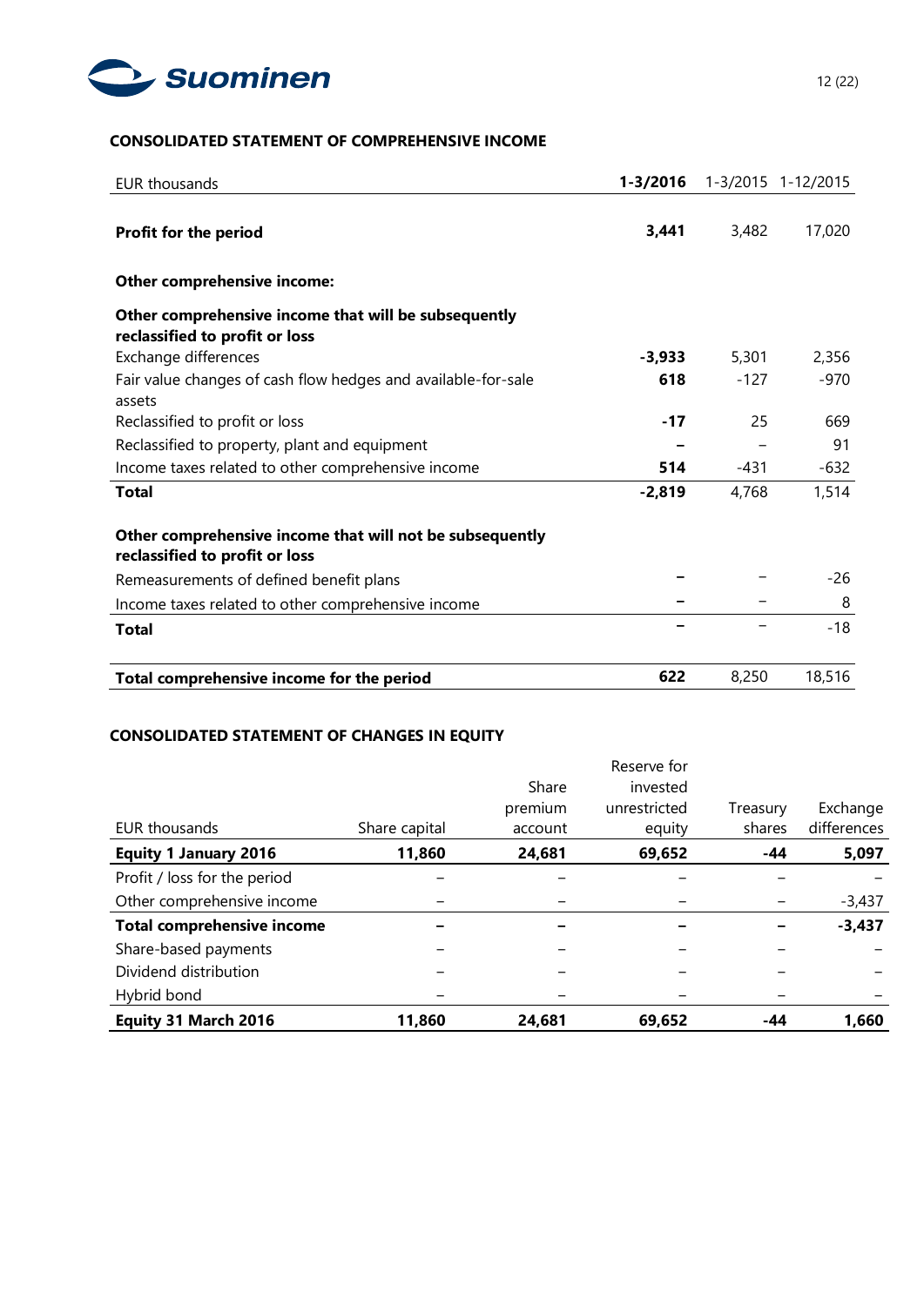### CONSOLIDATED STATEMENT OF COMPREHENSIVE INCOME

| EUR thousands | **1-3/2016** | 1-3/2015 | 1-12/2015 |
|---|---|---|---|
| **Profit for the period** | **3,441** | 3,482 | 17,020 |
| **Other comprehensive income:** | | | |
| **Other comprehensive income that will be subsequently reclassified to profit or loss** | | | |
| Exchange differences | **-3,933** | 5,301 | 2,356 |
| Fair value changes of cash flow hedges and available-for-sale assets | **618** | -127 | -970 |
| Reclassified to profit or loss | **-17** | 25 | 669 |
| Reclassified to property, plant and equipment | **–** | – | 91 |
| Income taxes related to other comprehensive income | **514** | -431 | -632 |
| **Total** | **-2,819** | 4,768 | 1,514 |
| **Other comprehensive income that will not be subsequently reclassified to profit or loss** | | | |
| Remeasurements of defined benefit plans | **–** | – | -26 |
| Income taxes related to other comprehensive income | **–** | – | 8 |
| **Total** | **–** | – | -18 |
| **Total comprehensive income for the period** | **622** | 8,250 | 18,516 |

### CONSOLIDATED STATEMENT OF CHANGES IN EQUITY

| EUR thousands | Share capital | Share premium account | Reserve for invested unrestricted equity | Treasury shares | Exchange differences |
|---|---|---|---|---|---|
| **Equity 1 January 2016** | **11,860** | **24,681** | **69,652** | **-44** | **5,097** |
| Profit / loss for the period | – | – | – | – | – |
| Other comprehensive income | – | – | – | – | -3,437 |
| **Total comprehensive income** | **–** | **–** | **–** | **–** | **-3,437** |
| Share-based payments | – | – | – | – | – |
| Dividend distribution | – | – | – | – | – |
| Hybrid bond | – | – | – | – | – |
| **Equity 31 March 2016** | **11,860** | **24,681** | **69,652** | **-44** | **1,660** |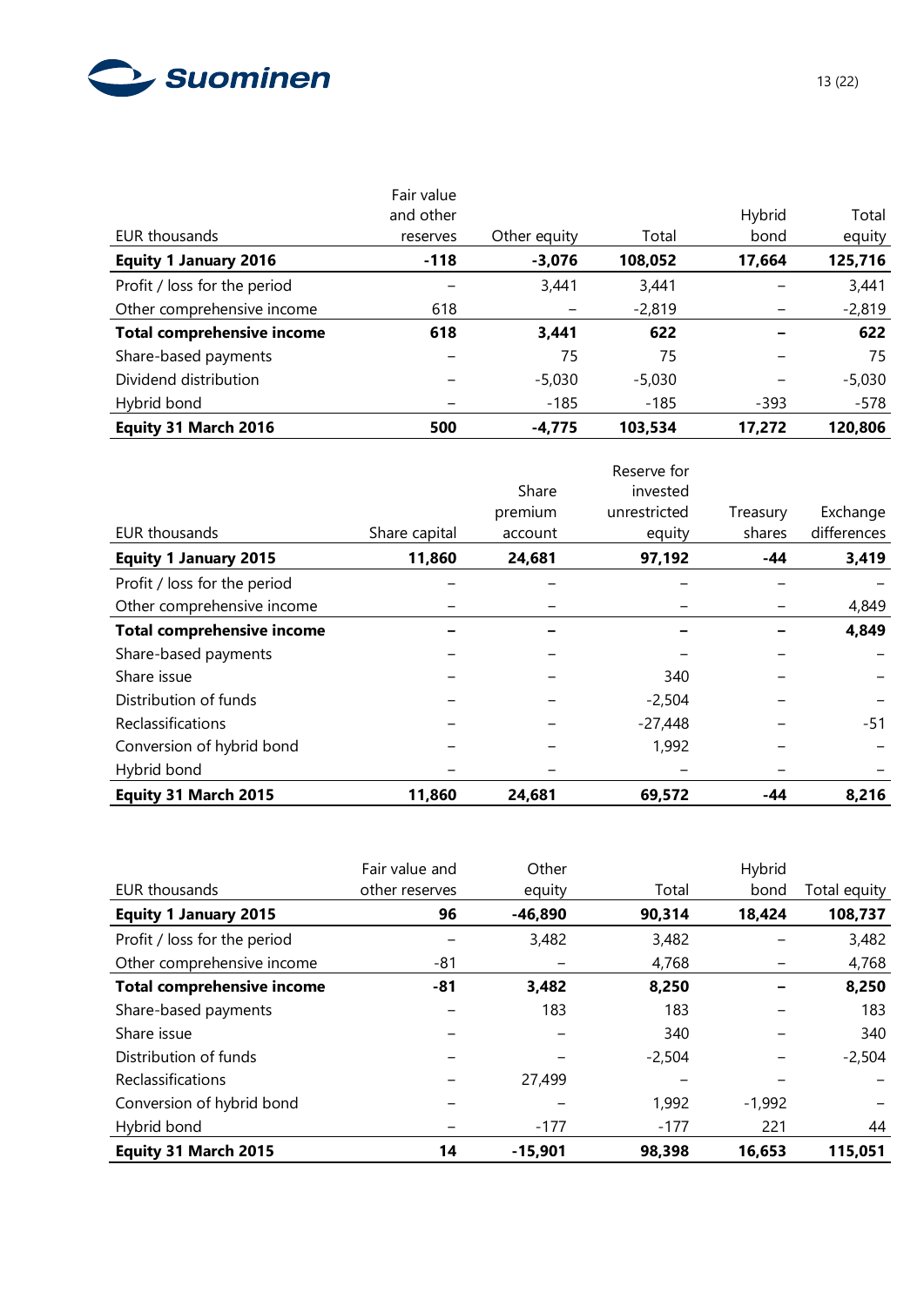| EUR thousands | Fair value and other reserves | Other equity | Total | Hybrid bond | Total equity |
|---|---|---|---|---|---|
| **Equity 1 January 2016** | **-118** | **-3,076** | **108,052** | **17,664** | **125,716** |
| Profit / loss for the period | – | 3,441 | 3,441 | – | 3,441 |
| Other comprehensive income | 618 | – | -2,819 | – | -2,819 |
| **Total comprehensive income** | **618** | **3,441** | **622** | **–** | **622** |
| Share-based payments | – | 75 | 75 | – | 75 |
| Dividend distribution | – | -5,030 | -5,030 | – | -5,030 |
| Hybrid bond | – | -185 | -185 | -393 | -578 |
| **Equity 31 March 2016** | **500** | **-4,775** | **103,534** | **17,272** | **120,806** |

| EUR thousands | Share capital | Share premium account | Reserve for invested unrestricted equity | Treasury shares | Exchange differences |
|---|---|---|---|---|---|
| **Equity 1 January 2015** | **11,860** | **24,681** | **97,192** | **-44** | **3,419** |
| Profit / loss for the period | – | – | – | – | – |
| Other comprehensive income | – | – | – | – | 4,849 |
| **Total comprehensive income** | **–** | **–** | **–** | **–** | **4,849** |
| Share-based payments | – | – | – | – | – |
| Share issue | – | – | 340 | – | – |
| Distribution of funds | – | – | -2,504 | – | – |
| Reclassifications | – | – | -27,448 | – | -51 |
| Conversion of hybrid bond | – | – | 1,992 | – | – |
| Hybrid bond | – | – | – | – | – |
| **Equity 31 March 2015** | **11,860** | **24,681** | **69,572** | **-44** | **8,216** |

| EUR thousands | Fair value and other reserves | Other equity | Total | Hybrid bond | Total equity |
|---|---|---|---|---|---|
| **Equity 1 January 2015** | **96** | **-46,890** | **90,314** | **18,424** | **108,737** |
| Profit / loss for the period | – | 3,482 | 3,482 | – | 3,482 |
| Other comprehensive income | -81 | – | 4,768 | – | 4,768 |
| **Total comprehensive income** | **-81** | **3,482** | **8,250** | **–** | **8,250** |
| Share-based payments | – | 183 | 183 | – | 183 |
| Share issue | – | – | 340 | – | 340 |
| Distribution of funds | – | – | -2,504 | – | -2,504 |
| Reclassifications | – | 27,499 | – | – | – |
| Conversion of hybrid bond | – | – | 1,992 | -1,992 | – |
| Hybrid bond | – | -177 | -177 | 221 | 44 |
| **Equity 31 March 2015** | **14** | **-15,901** | **98,398** | **16,653** | **115,051** |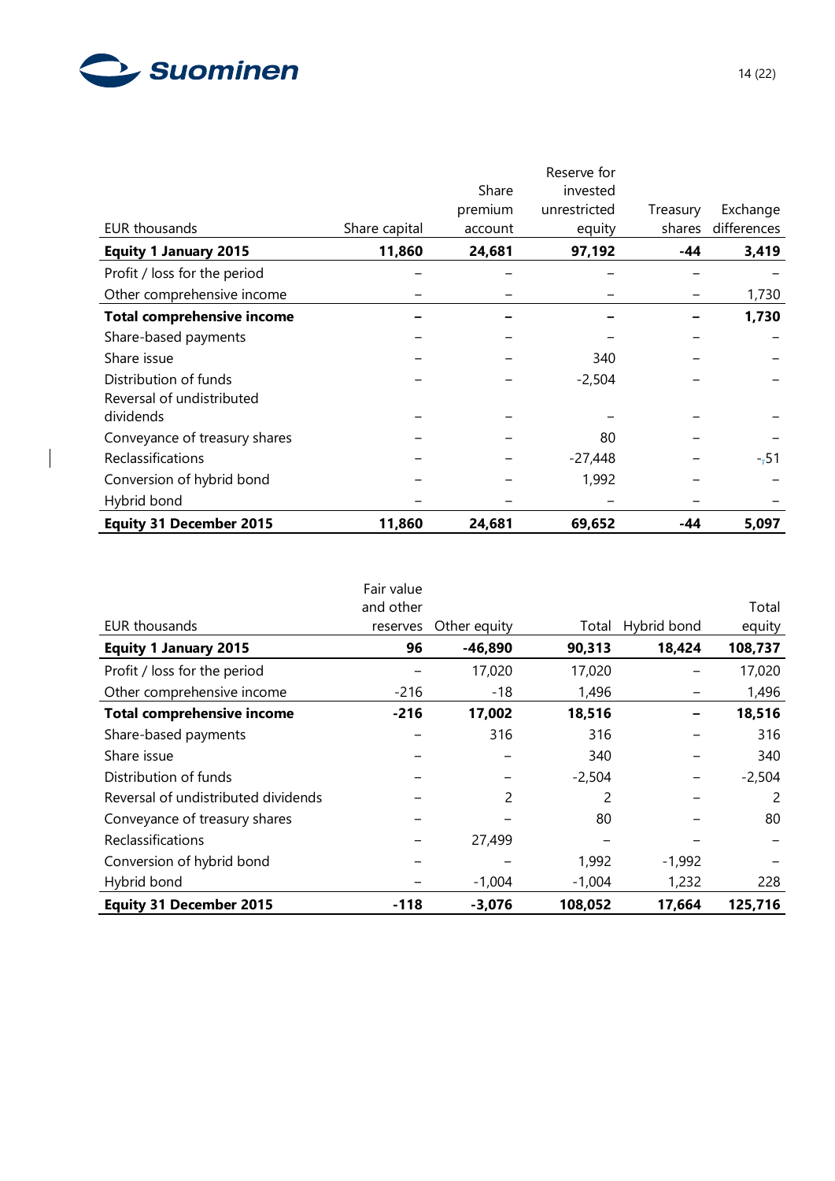| EUR thousands | Share capital | Share premium account | Reserve for invested unrestricted equity | Treasury shares | Exchange differences |
|---|---|---|---|---|---|
| **Equity 1 January 2015** | **11,860** | **24,681** | **97,192** | **-44** | **3,419** |
| Profit / loss for the period | – | – | – | – | – |
| Other comprehensive income | – | – | – | – | 1,730 |
| **Total comprehensive income** | **–** | **–** | **–** | **–** | **1,730** |
| Share-based payments | – | – | – | – | – |
| Share issue | – | – | 340 | – | – |
| Distribution of funds | – | – | -2,504 | – | – |
| Reversal of undistributed dividends | – | – | – | – | – |
| Conveyance of treasury shares | – | – | 80 | – | – |
| Reclassifications | – | – | -27,448 | – | -51 |
| Conversion of hybrid bond | – | – | 1,992 | – | – |
| Hybrid bond | – | – | – | – | – |
| **Equity 31 December 2015** | **11,860** | **24,681** | **69,652** | **-44** | **5,097** |

| EUR thousands | Fair value and other reserves | Other equity | Total | Hybrid bond | Total equity |
|---|---|---|---|---|---|
| **Equity 1 January 2015** | **96** | **-46,890** | **90,313** | **18,424** | **108,737** |
| Profit / loss for the period | – | 17,020 | 17,020 | – | 17,020 |
| Other comprehensive income | -216 | -18 | 1,496 | – | 1,496 |
| **Total comprehensive income** | **-216** | **17,002** | **18,516** | **–** | **18,516** |
| Share-based payments | – | 316 | 316 | – | 316 |
| Share issue | – | – | 340 | – | 340 |
| Distribution of funds | – | – | -2,504 | – | -2,504 |
| Reversal of undistributed dividends | – | 2 | 2 | – | 2 |
| Conveyance of treasury shares | – | – | 80 | – | 80 |
| Reclassifications | – | 27,499 | – | – | – |
| Conversion of hybrid bond | – | – | 1,992 | -1,992 | – |
| Hybrid bond | – | -1,004 | -1,004 | 1,232 | 228 |
| **Equity 31 December 2015** | **-118** | **-3,076** | **108,052** | **17,664** | **125,716** |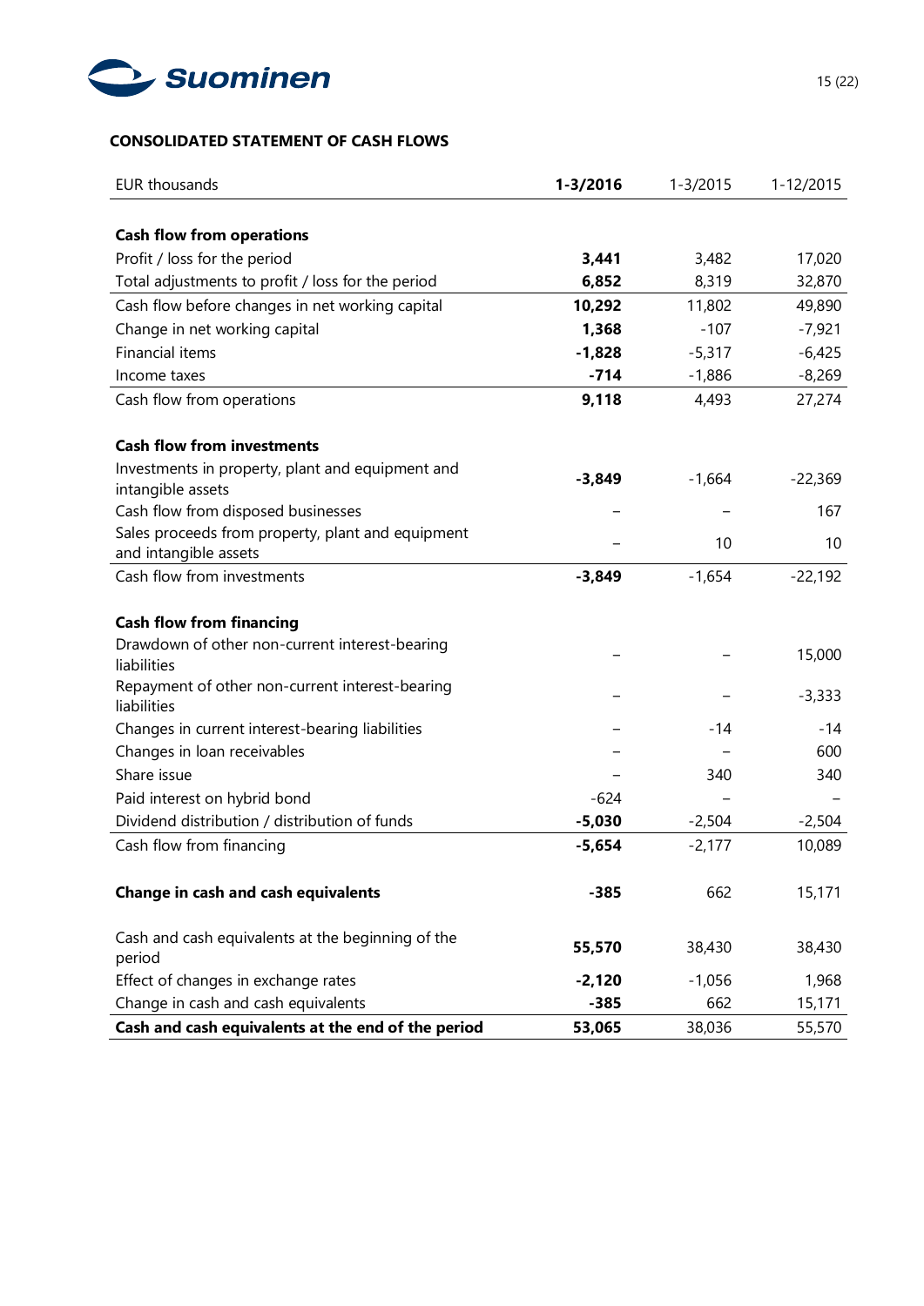## CONSOLIDATED STATEMENT OF CASH FLOWS

| EUR thousands | **1-3/2016** | 1-3/2015 | 1-12/2015 |
|---|---|---|---|
| **Cash flow from operations** | | | |
| Profit / loss for the period | **3,441** | 3,482 | 17,020 |
| Total adjustments to profit / loss for the period | **6,852** | 8,319 | 32,870 |
| Cash flow before changes in net working capital | **10,292** | 11,802 | 49,890 |
| Change in net working capital | **1,368** | -107 | -7,921 |
| Financial items | **-1,828** | -5,317 | -6,425 |
| Income taxes | **-714** | -1,886 | -8,269 |
| Cash flow from operations | **9,118** | 4,493 | 27,274 |
| **Cash flow from investments** | | | |
| Investments in property, plant and equipment and intangible assets | **-3,849** | -1,664 | -22,369 |
| Cash flow from disposed businesses | – | – | 167 |
| Sales proceeds from property, plant and equipment and intangible assets | – | 10 | 10 |
| Cash flow from investments | **-3,849** | -1,654 | -22,192 |
| **Cash flow from financing** | | | |
| Drawdown of other non-current interest-bearing liabilities | – | – | 15,000 |
| Repayment of other non-current interest-bearing liabilities | – | – | -3,333 |
| Changes in current interest-bearing liabilities | – | -14 | -14 |
| Changes in loan receivables | – | – | 600 |
| Share issue | – | 340 | 340 |
| Paid interest on hybrid bond | -624 | – | – |
| Dividend distribution / distribution of funds | **-5,030** | -2,504 | -2,504 |
| Cash flow from financing | **-5,654** | -2,177 | 10,089 |
| **Change in cash and cash equivalents** | **-385** | 662 | 15,171 |
| Cash and cash equivalents at the beginning of the period | **55,570** | 38,430 | 38,430 |
| Effect of changes in exchange rates | **-2,120** | -1,056 | 1,968 |
| Change in cash and cash equivalents | **-385** | 662 | 15,171 |
| **Cash and cash equivalents at the end of the period** | **53,065** | 38,036 | 55,570 |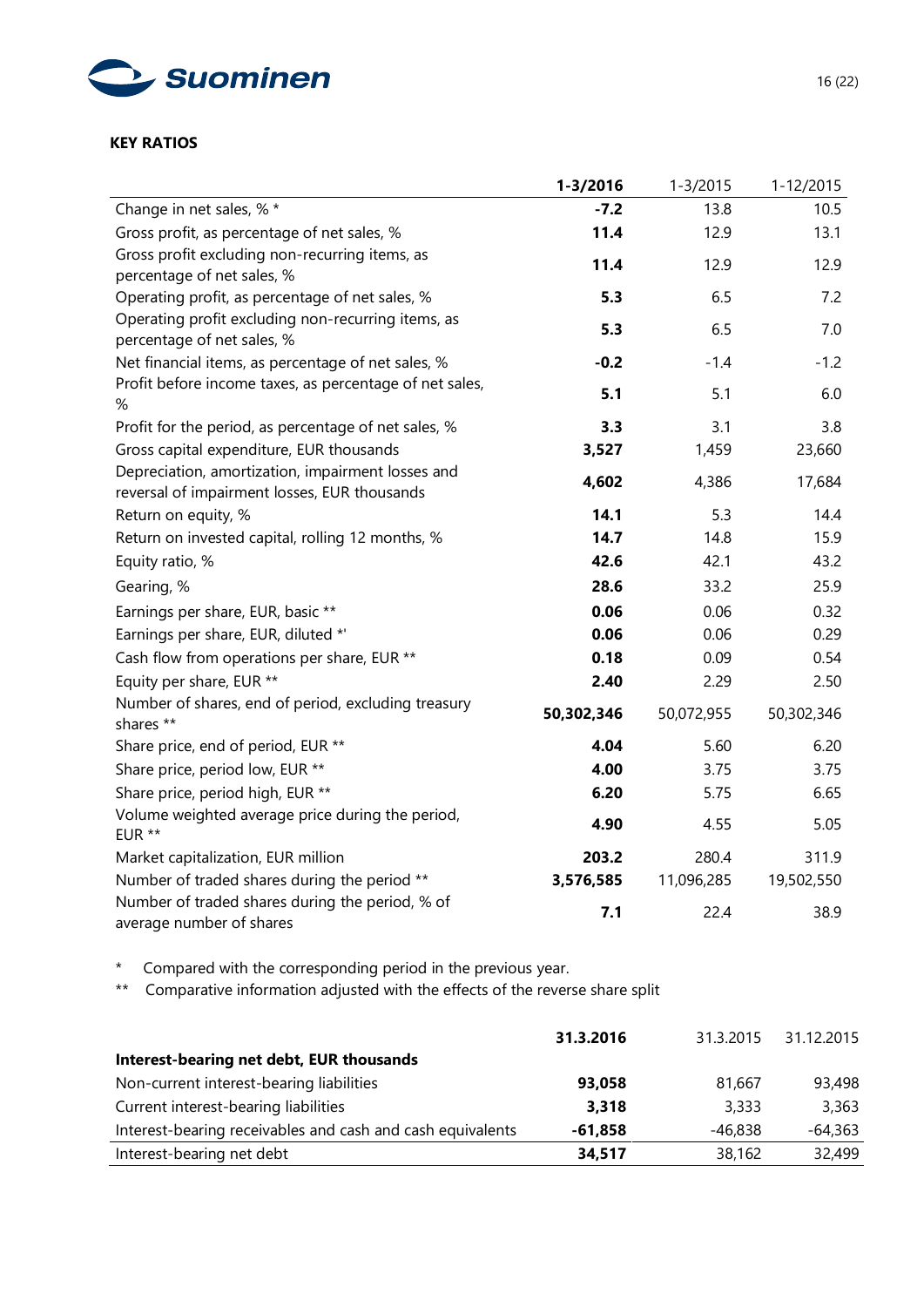**KEY RATIOS**

| | **1-3/2016** | 1-3/2015 | 1-12/2015 |
|---|---|---|---|
| Change in net sales, % * | **-7.2** | 13.8 | 10.5 |
| Gross profit, as percentage of net sales, % | **11.4** | 12.9 | 13.1 |
| Gross profit excluding non-recurring items, as percentage of net sales, % | **11.4** | 12.9 | 12.9 |
| Operating profit, as percentage of net sales, % | **5.3** | 6.5 | 7.2 |
| Operating profit excluding non-recurring items, as percentage of net sales, % | **5.3** | 6.5 | 7.0 |
| Net financial items, as percentage of net sales, % | **-0.2** | -1.4 | -1.2 |
| Profit before income taxes, as percentage of net sales, % | **5.1** | 5.1 | 6.0 |
| Profit for the period, as percentage of net sales, % | **3.3** | 3.1 | 3.8 |
| Gross capital expenditure, EUR thousands | **3,527** | 1,459 | 23,660 |
| Depreciation, amortization, impairment losses and reversal of impairment losses, EUR thousands | **4,602** | 4,386 | 17,684 |
| Return on equity, % | **14.1** | 5.3 | 14.4 |
| Return on invested capital, rolling 12 months, % | **14.7** | 14.8 | 15.9 |
| Equity ratio, % | **42.6** | 42.1 | 43.2 |
| Gearing, % | **28.6** | 33.2 | 25.9 |
| Earnings per share, EUR, basic ** | **0.06** | 0.06 | 0.32 |
| Earnings per share, EUR, diluted *' | **0.06** | 0.06 | 0.29 |
| Cash flow from operations per share, EUR ** | **0.18** | 0.09 | 0.54 |
| Equity per share, EUR ** | **2.40** | 2.29 | 2.50 |
| Number of shares, end of period, excluding treasury shares ** | **50,302,346** | 50,072,955 | 50,302,346 |
| Share price, end of period, EUR ** | **4.04** | 5.60 | 6.20 |
| Share price, period low, EUR ** | **4.00** | 3.75 | 3.75 |
| Share price, period high, EUR ** | **6.20** | 5.75 | 6.65 |
| Volume weighted average price during the period, EUR ** | **4.90** | 4.55 | 5.05 |
| Market capitalization, EUR million | **203.2** | 280.4 | 311.9 |
| Number of traded shares during the period ** | **3,576,585** | 11,096,285 | 19,502,550 |
| Number of traded shares during the period, % of average number of shares | **7.1** | 22.4 | 38.9 |

\* Compared with the corresponding period in the previous year.

\*\* Comparative information adjusted with the effects of the reverse share split

| | **31.3.2016** | 31.3.2015 | 31.12.2015 |
|---|---|---|---|
| **Interest-bearing net debt, EUR thousands** | | | |
| Non-current interest-bearing liabilities | **93,058** | 81,667 | 93,498 |
| Current interest-bearing liabilities | **3,318** | 3,333 | 3,363 |
| Interest-bearing receivables and cash and cash equivalents | **-61,858** | -46,838 | -64,363 |
| Interest-bearing net debt | **34,517** | 38,162 | 32,499 |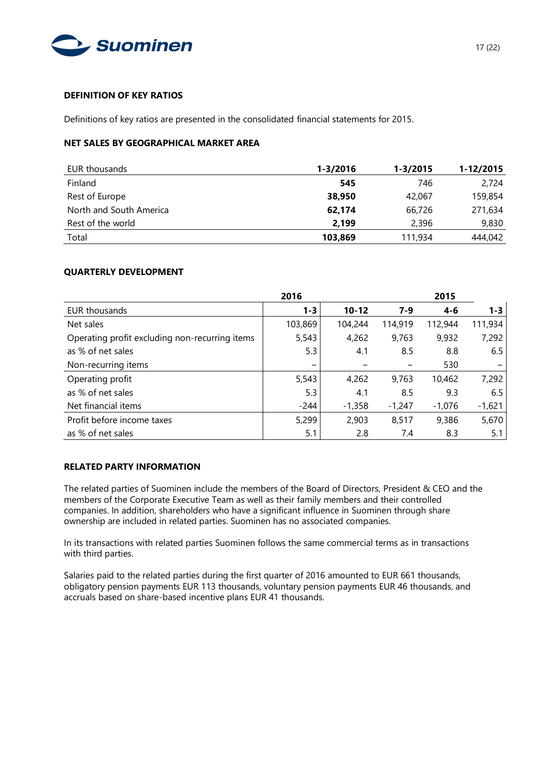## DEFINITION OF KEY RATIOS

Definitions of key ratios are presented in the consolidated financial statements for 2015.

## NET SALES BY GEOGRAPHICAL MARKET AREA

| EUR thousands | 1-3/2016 | 1-3/2015 | 1-12/2015 |
|---|---|---|---|
| Finland | **545** | 746 | 2,724 |
| Rest of Europe | **38,950** | 42,067 | 159,854 |
| North and South America | **62,174** | 66,726 | 271,634 |
| Rest of the world | **2,199** | 2,396 | 9,830 |
| Total | **103,869** | 111,934 | 444,042 |

## QUARTERLY DEVELOPMENT

| | 2016 | | | 2015 | |
|---|---|---|---|---|---|
| EUR thousands | 1-3 | 10-12 | 7-9 | 4-6 | 1-3 |
| Net sales | 103,869 | 104,244 | 114,919 | 112,944 | 111,934 |
| Operating profit excluding non-recurring items | 5,543 | 4,262 | 9,763 | 9,932 | 7,292 |
| as % of net sales | 5.3 | 4.1 | 8.5 | 8.8 | 6.5 |
| Non-recurring items | – | – | – | 530 | – |
| Operating profit | 5,543 | 4,262 | 9,763 | 10,462 | 7,292 |
| as % of net sales | 5.3 | 4.1 | 8.5 | 9.3 | 6.5 |
| Net financial items | -244 | -1,358 | -1,247 | -1,076 | -1,621 |
| Profit before income taxes | 5,299 | 2,903 | 8,517 | 9,386 | 5,670 |
| as % of net sales | 5.1 | 2.8 | 7.4 | 8.3 | 5.1 |

## RELATED PARTY INFORMATION

The related parties of Suominen include the members of the Board of Directors, President & CEO and the members of the Corporate Executive Team as well as their family members and their controlled companies. In addition, shareholders who have a significant influence in Suominen through share ownership are included in related parties. Suominen has no associated companies.

In its transactions with related parties Suominen follows the same commercial terms as in transactions with third parties.

Salaries paid to the related parties during the first quarter of 2016 amounted to EUR 661 thousands, obligatory pension payments EUR 113 thousands, voluntary pension payments EUR 46 thousands, and accruals based on share-based incentive plans EUR 41 thousands.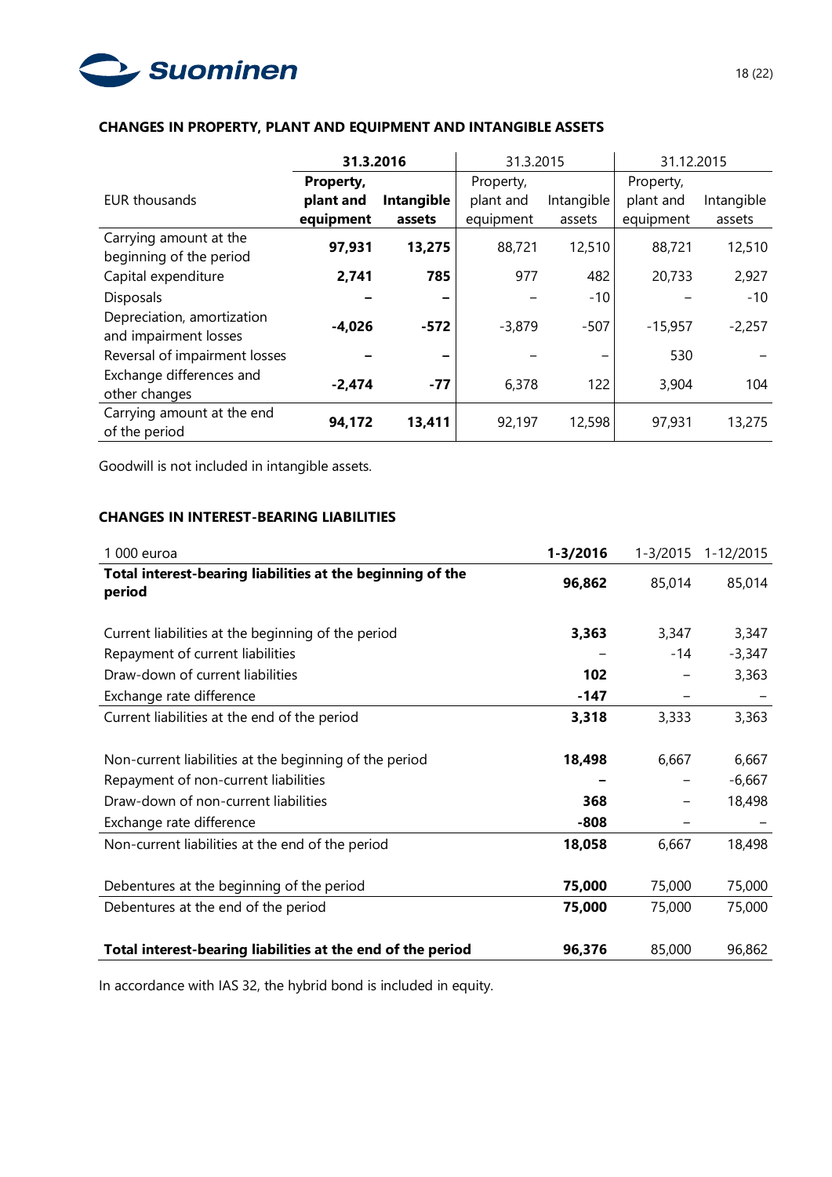### CHANGES IN PROPERTY, PLANT AND EQUIPMENT AND INTANGIBLE ASSETS

| | **31.3.2016** | | 31.3.2015 | | 31.12.2015 | |
|---|---|---|---|---|---|---|
| EUR thousands | **Property, plant and equipment** | **Intangible assets** | Property, plant and equipment | Intangible assets | Property, plant and equipment | Intangible assets |
| Carrying amount at the beginning of the period | **97,931** | **13,275** | 88,721 | 12,510 | 88,721 | 12,510 |
| Capital expenditure | **2,741** | **785** | 977 | 482 | 20,733 | 2,927 |
| Disposals | **–** | **–** | – | -10 | – | -10 |
| Depreciation, amortization and impairment losses | **-4,026** | **-572** | -3,879 | -507 | -15,957 | -2,257 |
| Reversal of impairment losses | **–** | **–** | – | – | 530 | – |
| Exchange differences and other changes | **-2,474** | **-77** | 6,378 | 122 | 3,904 | 104 |
| Carrying amount at the end of the period | **94,172** | **13,411** | 92,197 | 12,598 | 97,931 | 13,275 |

Goodwill is not included in intangible assets.

### CHANGES IN INTEREST-BEARING LIABILITIES

| 1 000 euroa | **1-3/2016** | 1-3/2015 | 1-12/2015 |
|---|---|---|---|
| **Total interest-bearing liabilities at the beginning of the period** | **96,862** | 85,014 | 85,014 |
| | | | |
| Current liabilities at the beginning of the period | **3,363** | 3,347 | 3,347 |
| Repayment of current liabilities | – | -14 | -3,347 |
| Draw-down of current liabilities | **102** | – | 3,363 |
| Exchange rate difference | **-147** | – | – |
| Current liabilities at the end of the period | **3,318** | 3,333 | 3,363 |
| | | | |
| Non-current liabilities at the beginning of the period | **18,498** | 6,667 | 6,667 |
| Repayment of non-current liabilities | **–** | – | -6,667 |
| Draw-down of non-current liabilities | **368** | – | 18,498 |
| Exchange rate difference | **-808** | – | – |
| Non-current liabilities at the end of the period | **18,058** | 6,667 | 18,498 |
| | | | |
| Debentures at the beginning of the period | **75,000** | 75,000 | 75,000 |
| Debentures at the end of the period | **75,000** | 75,000 | 75,000 |
| | | | |
| **Total interest-bearing liabilities at the end of the period** | **96,376** | 85,000 | 96,862 |

In accordance with IAS 32, the hybrid bond is included in equity.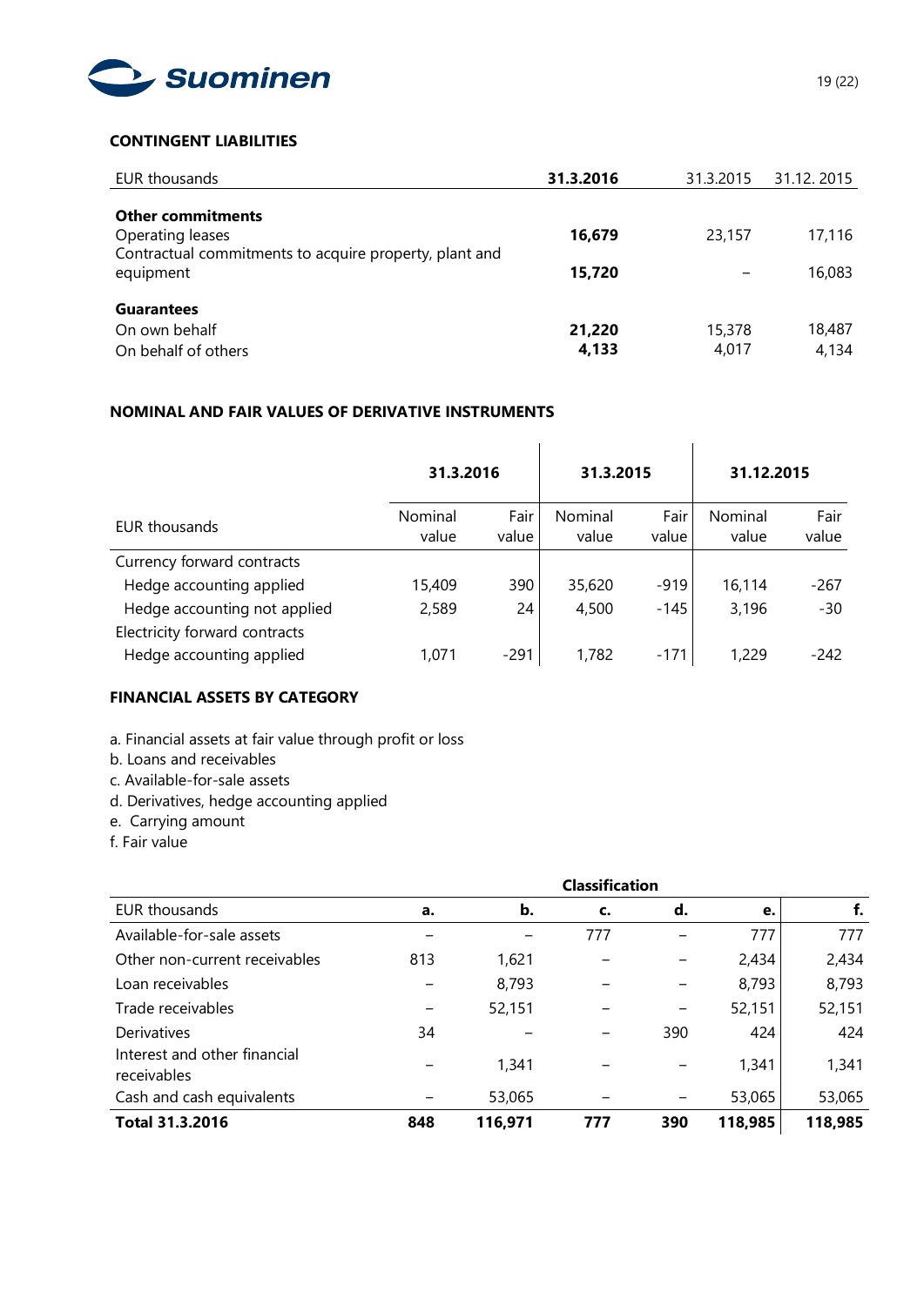## CONTINGENT LIABILITIES

| EUR thousands | **31.3.2016** | 31.3.2015 | 31.12. 2015 |
|---|---|---|---|
| **Other commitments** | | | |
| Operating leases | **16,679** | 23,157 | 17,116 |
| Contractual commitments to acquire property, plant and equipment | **15,720** | – | 16,083 |
| **Guarantees** | | | |
| On own behalf | **21,220** | 15,378 | 18,487 |
| On behalf of others | **4,133** | 4,017 | 4,134 |

## NOMINAL AND FAIR VALUES OF DERIVATIVE INSTRUMENTS

| | **31.3.2016** | | **31.3.2015** | | **31.12.2015** | |
|---|---|---|---|---|---|---|
| EUR thousands | Nominal value | Fair value | Nominal value | Fair value | Nominal value | Fair value |
| Currency forward contracts | | | | | | |
| Hedge accounting applied | 15,409 | 390 | 35,620 | -919 | 16,114 | -267 |
| Hedge accounting not applied | 2,589 | 24 | 4,500 | -145 | 3,196 | -30 |
| Electricity forward contracts | | | | | | |
| Hedge accounting applied | 1,071 | -291 | 1,782 | -171 | 1,229 | -242 |

## FINANCIAL ASSETS BY CATEGORY

a. Financial assets at fair value through profit or loss
b. Loans and receivables
c. Available-for-sale assets
d. Derivatives, hedge accounting applied
e. Carrying amount
f. Fair value

| | Classification | | | | | |
|---|---|---|---|---|---|---|
| EUR thousands | **a.** | **b.** | **c.** | **d.** | **e.** | **f.** |
| Available-for-sale assets | – | – | 777 | – | 777 | 777 |
| Other non-current receivables | 813 | 1,621 | – | – | 2,434 | 2,434 |
| Loan receivables | – | 8,793 | – | – | 8,793 | 8,793 |
| Trade receivables | – | 52,151 | – | – | 52,151 | 52,151 |
| Derivatives | 34 | – | – | 390 | 424 | 424 |
| Interest and other financial receivables | – | 1,341 | – | – | 1,341 | 1,341 |
| Cash and cash equivalents | – | 53,065 | – | – | 53,065 | 53,065 |
| **Total 31.3.2016** | **848** | **116,971** | **777** | **390** | **118,985** | **118,985** |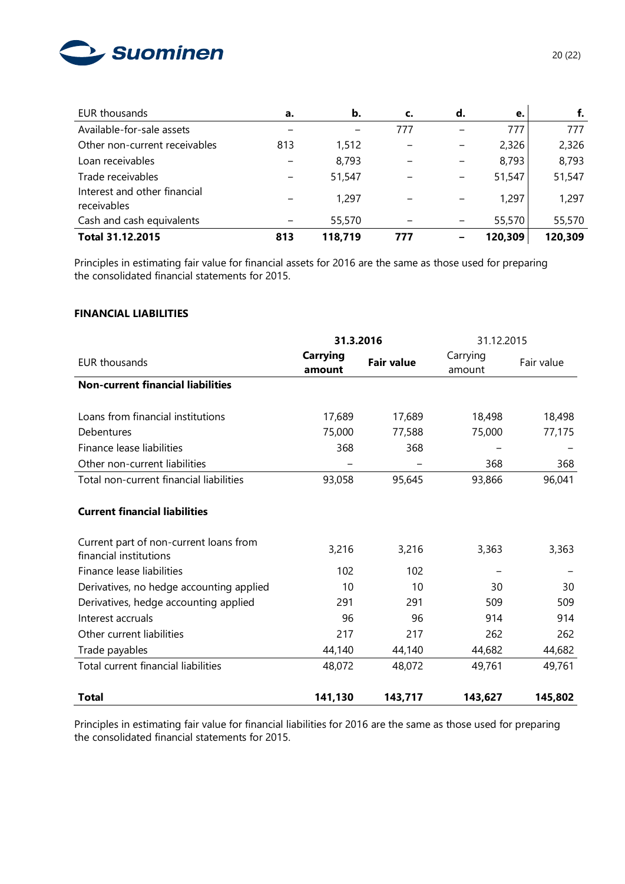| EUR thousands | a. | b. | c. | d. | e. | f. |
|---|---|---|---|---|---|---|
| Available-for-sale assets | – | – | 777 | – | 777 | 777 |
| Other non-current receivables | 813 | 1,512 | – | – | 2,326 | 2,326 |
| Loan receivables | – | 8,793 | – | – | 8,793 | 8,793 |
| Trade receivables | – | 51,547 | – | – | 51,547 | 51,547 |
| Interest and other financial receivables | – | 1,297 | – | – | 1,297 | 1,297 |
| Cash and cash equivalents | – | 55,570 | – | – | 55,570 | 55,570 |
| **Total 31.12.2015** | **813** | **118,719** | **777** | **–** | **120,309** | **120,309** |

Principles in estimating fair value for financial assets for 2016 are the same as those used for preparing the consolidated financial statements for 2015.

**FINANCIAL LIABILITIES**

| | **31.3.2016** | | 31.12.2015 | |
|---|---|---|---|---|
| EUR thousands | **Carrying amount** | **Fair value** | Carrying amount | Fair value |
| **Non-current financial liabilities** | | | | |
| Loans from financial institutions | 17,689 | 17,689 | 18,498 | 18,498 |
| Debentures | 75,000 | 77,588 | 75,000 | 77,175 |
| Finance lease liabilities | 368 | 368 | – | – |
| Other non-current liabilities | – | – | 368 | 368 |
| Total non-current financial liabilities | 93,058 | 95,645 | 93,866 | 96,041 |
| **Current financial liabilities** | | | | |
| Current part of non-current loans from financial institutions | 3,216 | 3,216 | 3,363 | 3,363 |
| Finance lease liabilities | 102 | 102 | – | – |
| Derivatives, no hedge accounting applied | 10 | 10 | 30 | 30 |
| Derivatives, hedge accounting applied | 291 | 291 | 509 | 509 |
| Interest accruals | 96 | 96 | 914 | 914 |
| Other current liabilities | 217 | 217 | 262 | 262 |
| Trade payables | 44,140 | 44,140 | 44,682 | 44,682 |
| Total current financial liabilities | 48,072 | 48,072 | 49,761 | 49,761 |
| **Total** | **141,130** | **143,717** | **143,627** | **145,802** |

Principles in estimating fair value for financial liabilities for 2016 are the same as those used for preparing the consolidated financial statements for 2015.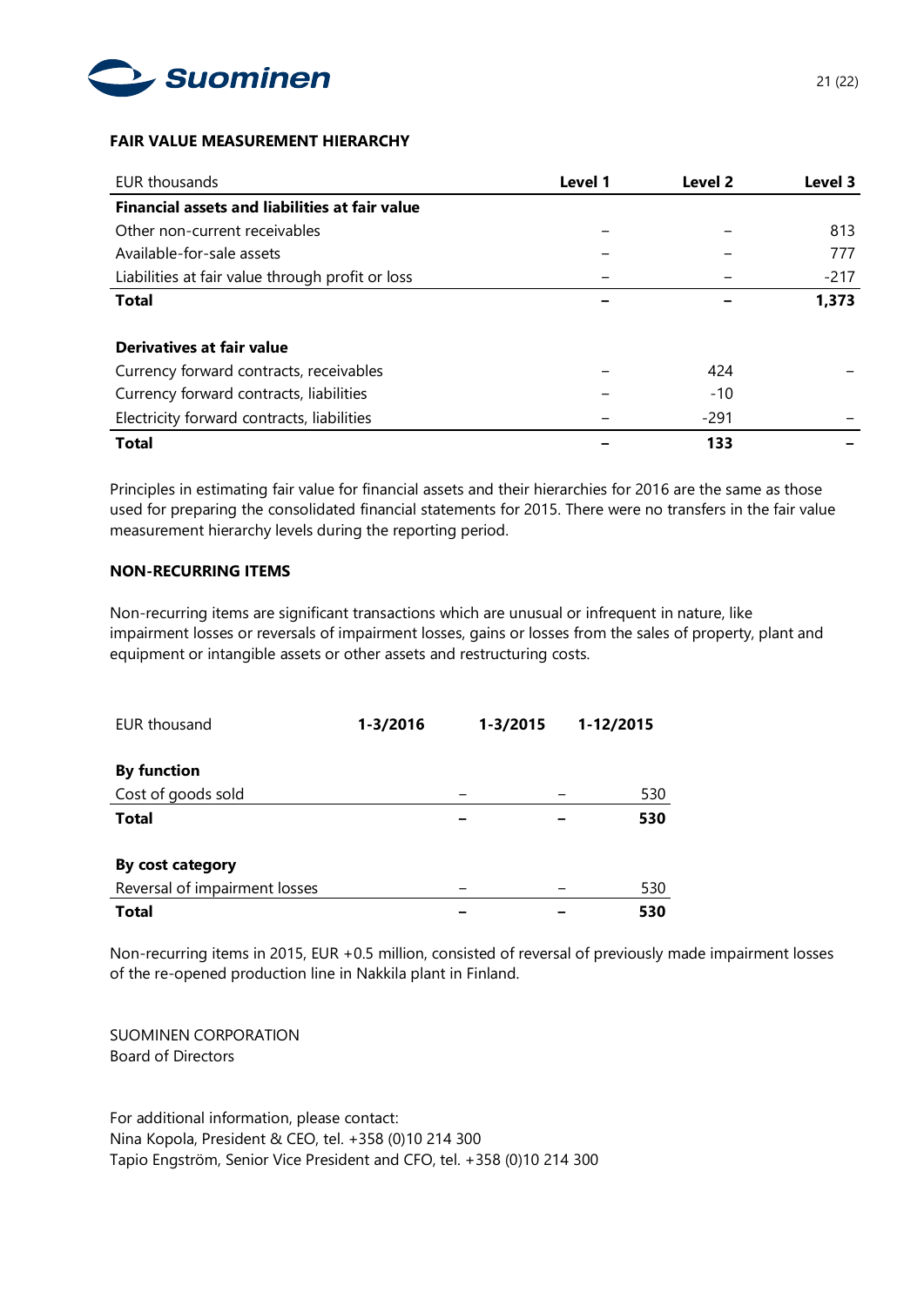**FAIR VALUE MEASUREMENT HIERARCHY**

| EUR thousands | Level 1 | Level 2 | Level 3 |
|---|---|---|---|
| **Financial assets and liabilities at fair value** | | | |
| Other non-current receivables | – | – | 813 |
| Available-for-sale assets | – | – | 777 |
| Liabilities at fair value through profit or loss | – | – | -217 |
| **Total** | **–** | **–** | **1,373** |
| | | | |
| **Derivatives at fair value** | | | |
| Currency forward contracts, receivables | – | 424 | – |
| Currency forward contracts, liabilities | – | -10 | |
| Electricity forward contracts, liabilities | – | -291 | – |
| **Total** | **–** | **133** | **–** |

Principles in estimating fair value for financial assets and their hierarchies for 2016 are the same as those used for preparing the consolidated financial statements for 2015. There were no transfers in the fair value measurement hierarchy levels during the reporting period.

**NON-RECURRING ITEMS**

Non-recurring items are significant transactions which are unusual or infrequent in nature, like impairment losses or reversals of impairment losses, gains or losses from the sales of property, plant and equipment or intangible assets or other assets and restructuring costs.

| EUR thousand | 1-3/2016 | 1-3/2015 | 1-12/2015 |
|---|---|---|---|
| **By function** | | | |
| Cost of goods sold | – | – | 530 |
| **Total** | **–** | **–** | **530** |
| | | | |
| **By cost category** | | | |
| Reversal of impairment losses | – | – | 530 |
| **Total** | **–** | **–** | **530** |

Non-recurring items in 2015, EUR +0.5 million, consisted of reversal of previously made impairment losses of the re-opened production line in Nakkila plant in Finland.

SUOMINEN CORPORATION
Board of Directors

For additional information, please contact:
Nina Kopola, President & CEO, tel. +358 (0)10 214 300
Tapio Engström, Senior Vice President and CFO, tel. +358 (0)10 214 300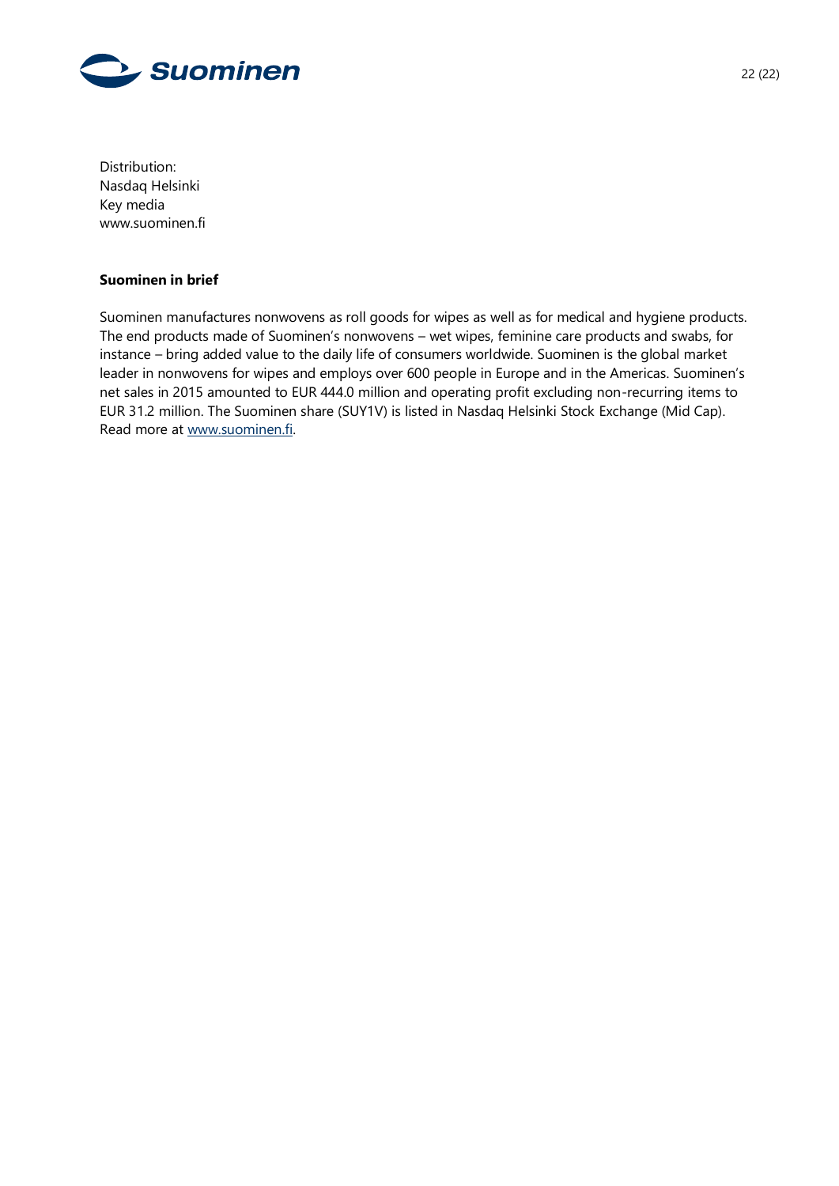Distribution:
Nasdaq Helsinki
Key media
www.suominen.fi

**Suominen in brief**

Suominen manufactures nonwovens as roll goods for wipes as well as for medical and hygiene products. The end products made of Suominen's nonwovens – wet wipes, feminine care products and swabs, for instance – bring added value to the daily life of consumers worldwide. Suominen is the global market leader in nonwovens for wipes and employs over 600 people in Europe and in the Americas. Suominen's net sales in 2015 amounted to EUR 444.0 million and operating profit excluding non-recurring items to EUR 31.2 million. The Suominen share (SUY1V) is listed in Nasdaq Helsinki Stock Exchange (Mid Cap). Read more at www.suominen.fi.